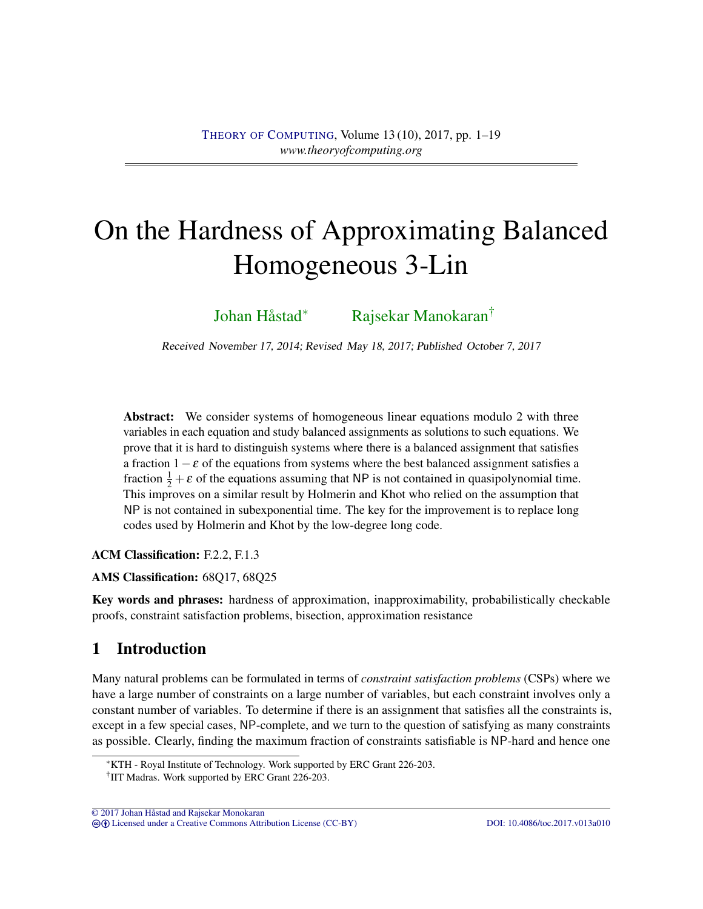# On the Hardness of Approximating Balanced Homogeneous 3-Lin

Johan Håstad[*] Rajsekar Manokaran[†]

*Received November 17, 2014; Revised May 18, 2017; Published October 7, 2017*

**Abstract:** We consider systems of homogeneous linear equations modulo 2 with three variables in each equation and study balanced assignments as solutions to such equations. We prove that it is hard to distinguish systems where there is a balanced assignment that satisfies a fraction $1-\varepsilon$ of the equations from systems where the best balanced assignment satisfies a fraction $\frac{1}{2}+\varepsilon$ of the equations assuming that NP is not contained in quasipolynomial time. This improves on a similar result by Holmerin and Khot who relied on the assumption that NP is not contained in subexponential time. The key for the improvement is to replace long codes used by Holmerin and Khot by the low-degree long code.

**ACM Classification:** F.2.2, F.1.3

**AMS Classification:** 68Q17, 68Q25

**Key words and phrases:** hardness of approximation, inapproximability, probabilistically checkable proofs, constraint satisfaction problems, bisection, approximation resistance

## 1 Introduction

Many natural problems can be formulated in terms of *constraint satisfaction problems* (CSPs) where we have a large number of constraints on a large number of variables, but each constraint involves only a constant number of variables. To determine if there is an assignment that satisfies all the constraints is, except in a few special cases, NP-complete, and we turn to the question of satisfying as many constraints as possible. Clearly, finding the maximum fraction of constraints satisfiable is NP-hard and hence one

---

[*] KTH - Royal Institute of Technology. Work supported by ERC Grant 226-203.

[†] IIT Madras. Work supported by ERC Grant 226-203.

© 2017 Johan Håstad and Rajsekar Monokaran
Licensed under a Creative Commons Attribution License (CC-BY) DOI: 10.4086/toc.2017.v013a010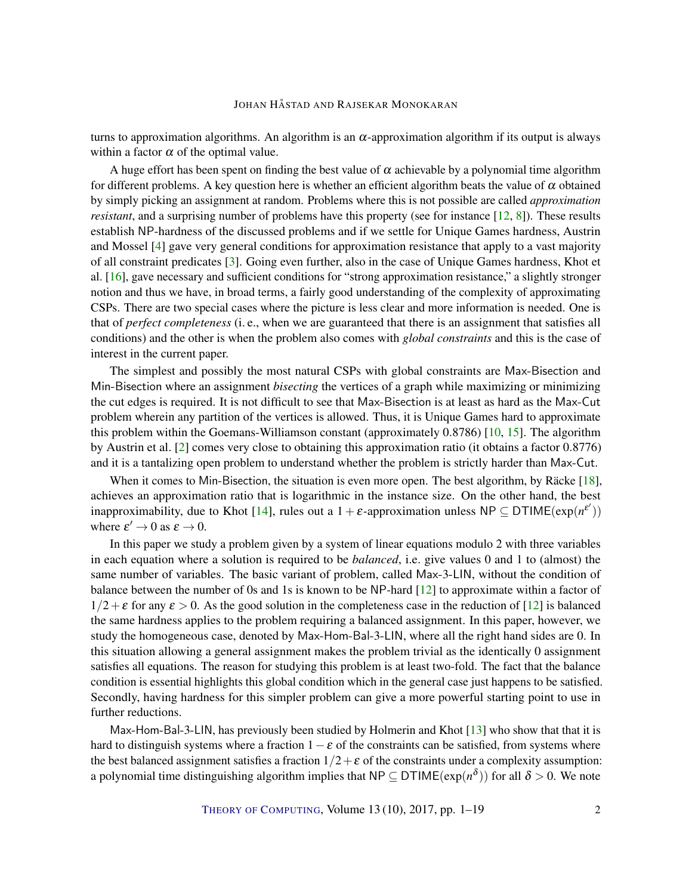turns to approximation algorithms. An algorithm is an $\alpha$-approximation algorithm if its output is always within a factor $\alpha$ of the optimal value.

A huge effort has been spent on finding the best value of $\alpha$ achievable by a polynomial time algorithm for different problems. A key question here is whether an efficient algorithm beats the value of $\alpha$ obtained by simply picking an assignment at random. Problems where this is not possible are called *approximation resistant*, and a surprising number of problems have this property (see for instance [12, 8]). These results establish NP-hardness of the discussed problems and if we settle for Unique Games hardness, Austrin and Mossel [4] gave very general conditions for approximation resistance that apply to a vast majority of all constraint predicates [3]. Going even further, also in the case of Unique Games hardness, Khot et al. [16], gave necessary and sufficient conditions for "strong approximation resistance," a slightly stronger notion and thus we have, in broad terms, a fairly good understanding of the complexity of approximating CSPs. There are two special cases where the picture is less clear and more information is needed. One is that of *perfect completeness* (i. e., when we are guaranteed that there is an assignment that satisfies all conditions) and the other is when the problem also comes with *global constraints* and this is the case of interest in the current paper.

The simplest and possibly the most natural CSPs with global constraints are Max-Bisection and Min-Bisection where an assignment *bisecting* the vertices of a graph while maximizing or minimizing the cut edges is required. It is not difficult to see that Max-Bisection is at least as hard as the Max-Cut problem wherein any partition of the vertices is allowed. Thus, it is Unique Games hard to approximate this problem within the Goemans-Williamson constant (approximately 0.8786) [10, 15]. The algorithm by Austrin et al. [2] comes very close to obtaining this approximation ratio (it obtains a factor 0.8776) and it is a tantalizing open problem to understand whether the problem is strictly harder than Max-Cut.

When it comes to Min-Bisection, the situation is even more open. The best algorithm, by Räcke [18], achieves an approximation ratio that is logarithmic in the instance size. On the other hand, the best inapproximability, due to Khot [14], rules out a $1+\varepsilon$-approximation unless $\mathsf{NP} \subseteq \mathsf{DTIME}(\exp(n^{\varepsilon'}))$ where $\varepsilon' \to 0$ as $\varepsilon \to 0$.

In this paper we study a problem given by a system of linear equations modulo 2 with three variables in each equation where a solution is required to be *balanced*, i.e. give values 0 and 1 to (almost) the same number of variables. The basic variant of problem, called Max-3-LIN, without the condition of balance between the number of 0s and 1s is known to be NP-hard [12] to approximate within a factor of $1/2+\varepsilon$ for any $\varepsilon > 0$. As the good solution in the completeness case in the reduction of [12] is balanced the same hardness applies to the problem requiring a balanced assignment. In this paper, however, we study the homogeneous case, denoted by Max-Hom-Bal-3-LIN, where all the right hand sides are 0. In this situation allowing a general assignment makes the problem trivial as the identically 0 assignment satisfies all equations. The reason for studying this problem is at least two-fold. The fact that the balance condition is essential highlights this global condition which in the general case just happens to be satisfied. Secondly, having hardness for this simpler problem can give a more powerful starting point to use in further reductions.

Max-Hom-Bal-3-LIN, has previously been studied by Holmerin and Khot [13] who show that that it is hard to distinguish systems where a fraction $1-\varepsilon$ of the constraints can be satisfied, from systems where the best balanced assignment satisfies a fraction $1/2+\varepsilon$ of the constraints under a complexity assumption: a polynomial time distinguishing algorithm implies that $\mathsf{NP} \subseteq \mathsf{DTIME}(\exp(n^{\delta}))$ for all $\delta > 0$. We note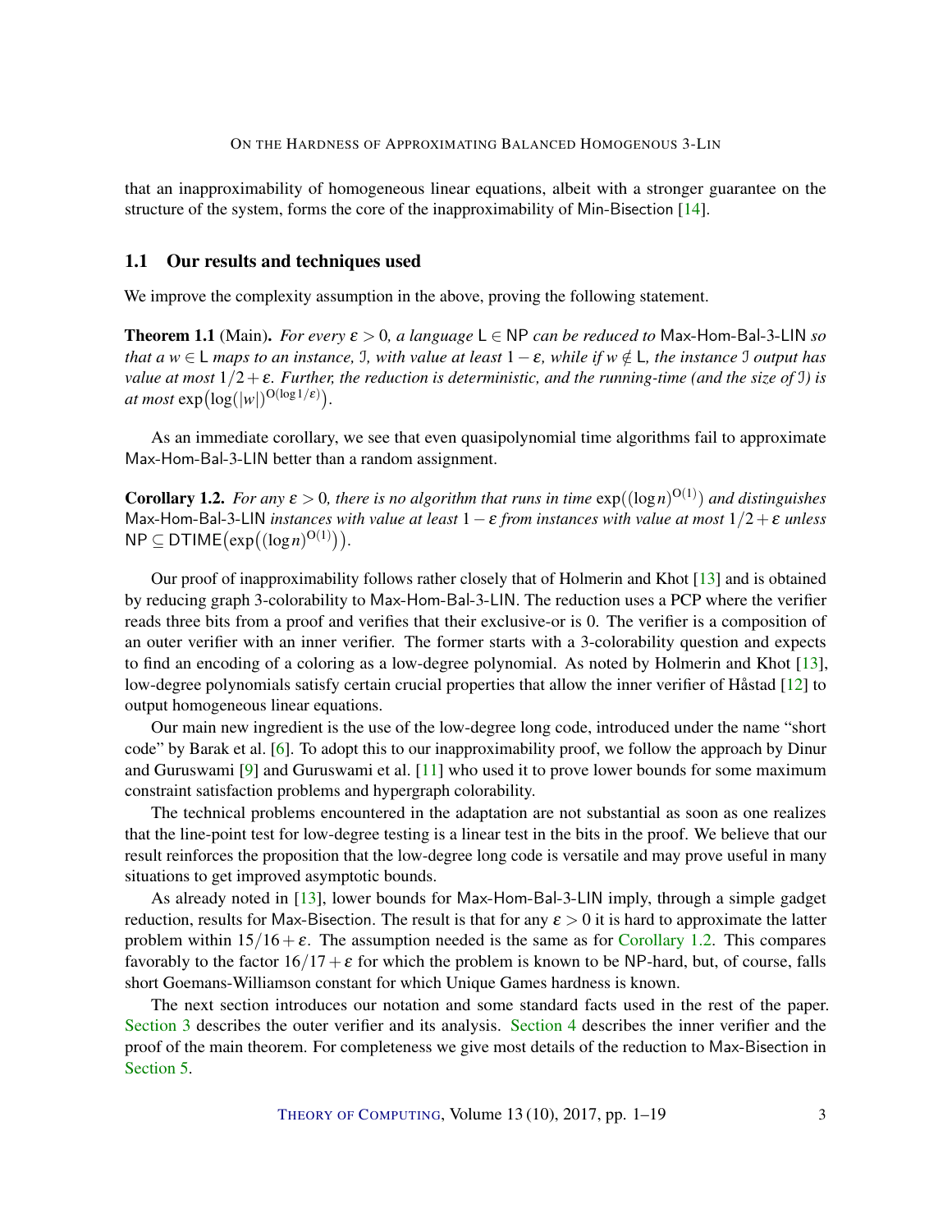that an inapproximability of homogeneous linear equations, albeit with a stronger guarantee on the structure of the system, forms the core of the inapproximability of Min-Bisection [14].

## 1.1 Our results and techniques used

We improve the complexity assumption in the above, proving the following statement.

**Theorem 1.1** (Main). *For every $\varepsilon > 0$, a language $\mathsf{L} \in \mathsf{NP}$ can be reduced to Max-Hom-Bal-3-LIN so that a $w \in \mathsf{L}$ maps to an instance, $\mathcal{I}$, with value at least $1-\varepsilon$, while if $w \notin \mathsf{L}$, the instance $\mathcal{I}$ output has value at most $1/2+\varepsilon$. Further, the reduction is deterministic, and the running-time (and the size of $\mathcal{I}$) is at most $\exp\big(\log(|w|)^{\mathrm{O}(\log 1/\varepsilon)}\big)$.*

As an immediate corollary, we see that even quasipolynomial time algorithms fail to approximate Max-Hom-Bal-3-LIN better than a random assignment.

**Corollary 1.2.** *For any $\varepsilon > 0$, there is no algorithm that runs in time $\exp((\log n)^{\mathrm{O}(1)})$ and distinguishes Max-Hom-Bal-3-LIN instances with value at least $1-\varepsilon$ from instances with value at most $1/2+\varepsilon$ unless $\mathsf{NP} \subseteq \mathsf{DTIME}\big(\exp\big((\log n)^{\mathrm{O}(1)}\big)\big)$.*

Our proof of inapproximability follows rather closely that of Holmerin and Khot [13] and is obtained by reducing graph 3-colorability to Max-Hom-Bal-3-LIN. The reduction uses a PCP where the verifier reads three bits from a proof and verifies that their exclusive-or is 0. The verifier is a composition of an outer verifier with an inner verifier. The former starts with a 3-colorability question and expects to find an encoding of a coloring as a low-degree polynomial. As noted by Holmerin and Khot [13], low-degree polynomials satisfy certain crucial properties that allow the inner verifier of Håstad [12] to output homogeneous linear equations.

Our main new ingredient is the use of the low-degree long code, introduced under the name "short code" by Barak et al. [6]. To adopt this to our inapproximability proof, we follow the approach by Dinur and Guruswami [9] and Guruswami et al. [11] who used it to prove lower bounds for some maximum constraint satisfaction problems and hypergraph colorability.

The technical problems encountered in the adaptation are not substantial as soon as one realizes that the line-point test for low-degree testing is a linear test in the bits in the proof. We believe that our result reinforces the proposition that the low-degree long code is versatile and may prove useful in many situations to get improved asymptotic bounds.

As already noted in [13], lower bounds for Max-Hom-Bal-3-LIN imply, through a simple gadget reduction, results for Max-Bisection. The result is that for any $\varepsilon > 0$ it is hard to approximate the latter problem within $15/16+\varepsilon$. The assumption needed is the same as for Corollary 1.2. This compares favorably to the factor $16/17+\varepsilon$ for which the problem is known to be NP-hard, but, of course, falls short Goemans-Williamson constant for which Unique Games hardness is known.

The next section introduces our notation and some standard facts used in the rest of the paper. Section 3 describes the outer verifier and its analysis. Section 4 describes the inner verifier and the proof of the main theorem. For completeness we give most details of the reduction to Max-Bisection in Section 5.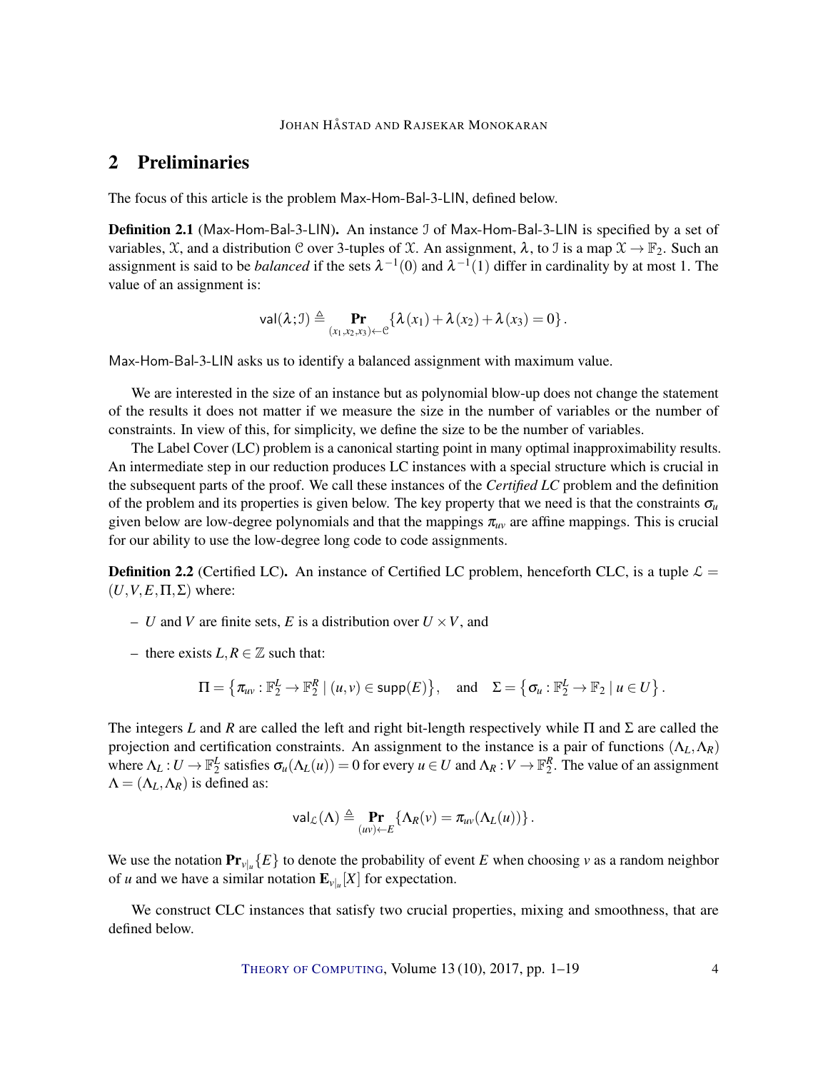## 2 Preliminaries

The focus of this article is the problem Max-Hom-Bal-3-LIN, defined below.

**Definition 2.1** (Max-Hom-Bal-3-LIN)**.** An instance $\mathcal{I}$ of Max-Hom-Bal-3-LIN is specified by a set of variables, $\mathcal{X}$, and a distribution $\mathcal{C}$ over 3-tuples of $\mathcal{X}$. An assignment, $\lambda$, to $\mathcal{I}$ is a map $\mathcal{X} \to \mathbb{F}_2$. Such an assignment is said to be *balanced* if the sets $\lambda^{-1}(0)$ and $\lambda^{-1}(1)$ differ in cardinality by at most 1. The value of an assignment is:

$$\mathsf{val}(\lambda;\mathcal{I}) \triangleq \mathop{\mathbf{Pr}}_{(x_1,x_2,x_3)\leftarrow\mathcal{C}}\{\lambda(x_1)+\lambda(x_2)+\lambda(x_3)=0\}.$$

Max-Hom-Bal-3-LIN asks us to identify a balanced assignment with maximum value.

We are interested in the size of an instance but as polynomial blow-up does not change the statement of the results it does not matter if we measure the size in the number of variables or the number of constraints. In view of this, for simplicity, we define the size to be the number of variables.

The Label Cover (LC) problem is a canonical starting point in many optimal inapproximability results. An intermediate step in our reduction produces LC instances with a special structure which is crucial in the subsequent parts of the proof. We call these instances of the *Certified LC* problem and the definition of the problem and its properties is given below. The key property that we need is that the constraints $\sigma_u$ given below are low-degree polynomials and that the mappings $\pi_{uv}$ are affine mappings. This is crucial for our ability to use the low-degree long code to code assignments.

**Definition 2.2** (Certified LC)**.** An instance of Certified LC problem, henceforth CLC, is a tuple $\mathcal{L} = (U,V,E,\Pi,\Sigma)$ where:

- $U$ and $V$ are finite sets, $E$ is a distribution over $U \times V$, and
- there exists $L,R \in \mathbb{Z}$ such that:

$$\Pi = \left\{\pi_{uv} : \mathbb{F}_2^L \to \mathbb{F}_2^R \mid (u,v) \in \mathsf{supp}(E)\right\}, \quad \text{and} \quad \Sigma = \left\{\sigma_u : \mathbb{F}_2^L \to \mathbb{F}_2 \mid u \in U\right\}.$$

The integers $L$ and $R$ are called the left and right bit-length respectively while $\Pi$ and $\Sigma$ are called the projection and certification constraints. An assignment to the instance is a pair of functions $(\Lambda_L, \Lambda_R)$ where $\Lambda_L : U \to \mathbb{F}_2^L$ satisfies $\sigma_u(\Lambda_L(u)) = 0$ for every $u \in U$ and $\Lambda_R : V \to \mathbb{F}_2^R$. The value of an assignment $\Lambda = (\Lambda_L, \Lambda_R)$ is defined as:

$$\mathsf{val}_{\mathcal{L}}(\Lambda) \triangleq \mathop{\mathbf{Pr}}_{(uv)\leftarrow E}\{\Lambda_R(v) = \pi_{uv}(\Lambda_L(u))\}.$$

We use the notation $\mathbf{Pr}_{v|_u}\{E\}$ to denote the probability of event $E$ when choosing $v$ as a random neighbor of $u$ and we have a similar notation $\mathbf{E}_{v|_u}[X]$ for expectation.

We construct CLC instances that satisfy two crucial properties, mixing and smoothness, that are defined below.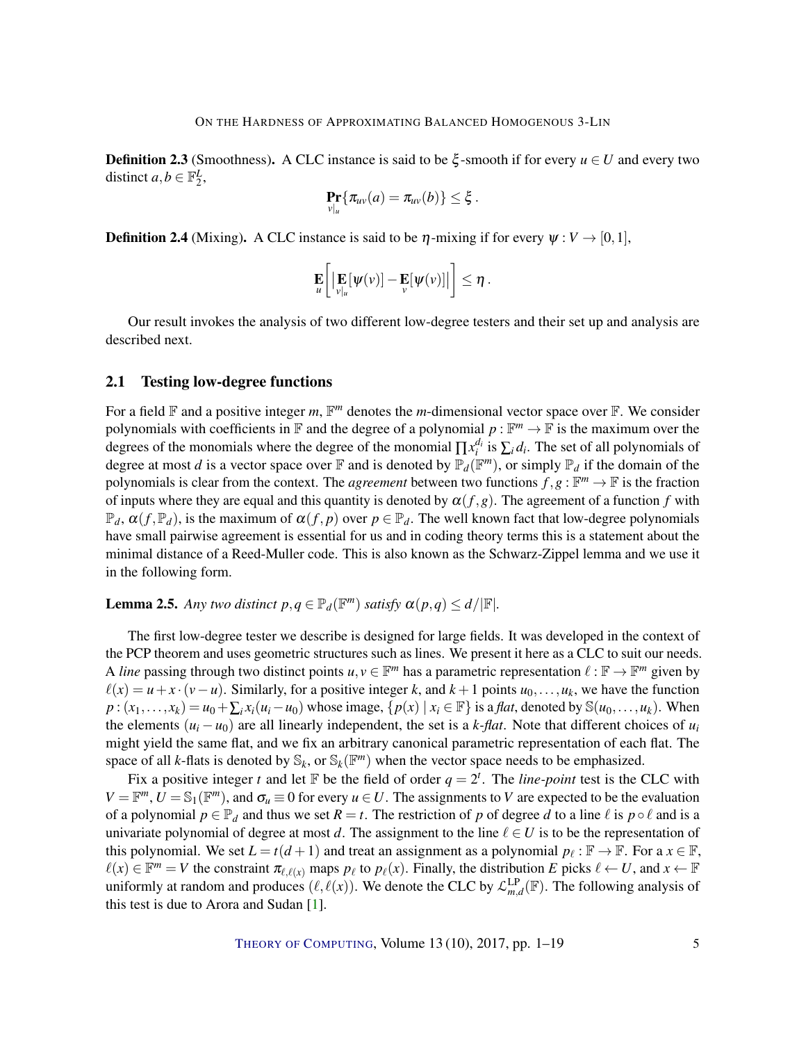**Definition 2.3** (Smoothness). A CLC instance is said to be $\xi$-smooth if for every $u \in U$ and every two distinct $a, b \in \mathbb{F}_2^L$,

$$\Pr_{v|_u}\{\pi_{uv}(a) = \pi_{uv}(b)\} \le \xi\,.$$

**Definition 2.4** (Mixing). A CLC instance is said to be $\eta$-mixing if for every $\psi : V \to [0,1]$,

$$\mathop{\mathbf{E}}_u\left[\Big|\mathop{\mathbf{E}}_{v|_u}[\psi(v)] - \mathop{\mathbf{E}}_v[\psi(v)]\Big|\right] \le \eta\,.$$

Our result invokes the analysis of two different low-degree testers and their set up and analysis are described next.

## 2.1 Testing low-degree functions

For a field $\mathbb{F}$ and a positive integer $m$, $\mathbb{F}^m$ denotes the $m$-dimensional vector space over $\mathbb{F}$. We consider polynomials with coefficients in $\mathbb{F}$ and the degree of a polynomial $p : \mathbb{F}^m \to \mathbb{F}$ is the maximum over the degrees of the monomials where the degree of the monomial $\prod x_i^{d_i}$ is $\sum_i d_i$. The set of all polynomials of degree at most $d$ is a vector space over $\mathbb{F}$ and is denoted by $\mathbb{P}_d(\mathbb{F}^m)$, or simply $\mathbb{P}_d$ if the domain of the polynomials is clear from the context. The *agreement* between two functions $f, g : \mathbb{F}^m \to \mathbb{F}$ is the fraction of inputs where they are equal and this quantity is denoted by $\alpha(f,g)$. The agreement of a function $f$ with $\mathbb{P}_d$, $\alpha(f, \mathbb{P}_d)$, is the maximum of $\alpha(f, p)$ over $p \in \mathbb{P}_d$. The well known fact that low-degree polynomials have small pairwise agreement is essential for us and in coding theory terms this is a statement about the minimal distance of a Reed-Muller code. This is also known as the Schwarz-Zippel lemma and we use it in the following form.

**Lemma 2.5.** *Any two distinct $p, q \in \mathbb{P}_d(\mathbb{F}^m)$ satisfy $\alpha(p,q) \le d/|\mathbb{F}|$.*

The first low-degree tester we describe is designed for large fields. It was developed in the context of the PCP theorem and uses geometric structures such as lines. We present it here as a CLC to suit our needs. A *line* passing through two distinct points $u, v \in \mathbb{F}^m$ has a parametric representation $\ell : \mathbb{F} \to \mathbb{F}^m$ given by $\ell(x) = u + x \cdot (v - u)$. Similarly, for a positive integer $k$, and $k+1$ points $u_0, \dots, u_k$, we have the function $p : (x_1, \dots, x_k) = u_0 + \sum_i x_i(u_i - u_0)$ whose image, $\{p(x) \mid x_i \in \mathbb{F}\}$ is a *flat*, denoted by $\mathbb{S}(u_0, \dots, u_k)$. When the elements $(u_i - u_0)$ are all linearly independent, the set is a *$k$-flat*. Note that different choices of $u_i$ might yield the same flat, and we fix an arbitrary canonical parametric representation of each flat. The space of all $k$-flats is denoted by $\mathbb{S}_k$, or $\mathbb{S}_k(\mathbb{F}^m)$ when the vector space needs to be emphasized.

Fix a positive integer $t$ and let $\mathbb{F}$ be the field of order $q = 2^t$. The *line-point* test is the CLC with $V = \mathbb{F}^m$, $U = \mathbb{S}_1(\mathbb{F}^m)$, and $\sigma_u \equiv 0$ for every $u \in U$. The assignments to $V$ are expected to be the evaluation of a polynomial $p \in \mathbb{P}_d$ and thus we set $R = t$. The restriction of $p$ of degree $d$ to a line $\ell$ is $p \circ \ell$ and is a univariate polynomial of degree at most $d$. The assignment to the line $\ell \in U$ is to be the representation of this polynomial. We set $L = t(d+1)$ and treat an assignment as a polynomial $p_\ell : \mathbb{F} \to \mathbb{F}$. For a $x \in \mathbb{F}$, $\ell(x) \in \mathbb{F}^m = V$ the constraint $\pi_{\ell,\ell(x)}$ maps $p_\ell$ to $p_\ell(x)$. Finally, the distribution $E$ picks $\ell \leftarrow U$, and $x \leftarrow \mathbb{F}$ uniformly at random and produces $(\ell, \ell(x))$. We denote the CLC by $\mathcal{L}^{\mathrm{LP}}_{m,d}(\mathbb{F})$. The following analysis of this test is due to Arora and Sudan [1].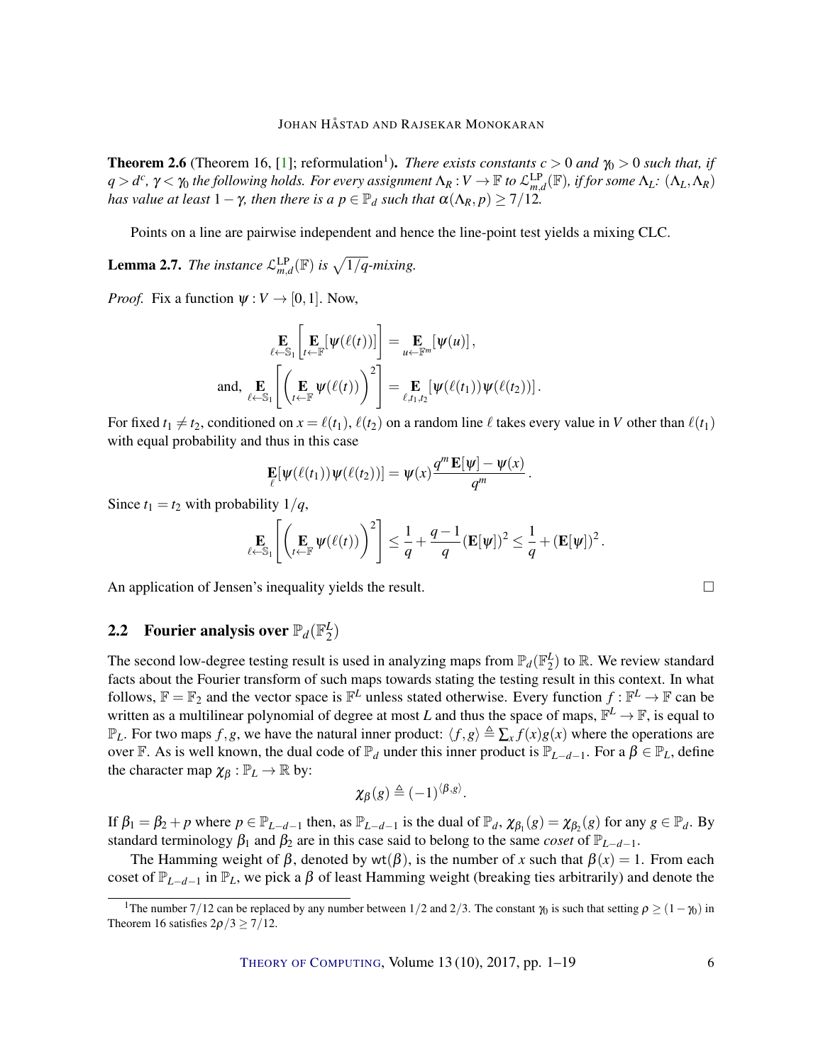**Theorem 2.6** (Theorem 16, [1]; reformulation[1]). *There exists constants $c > 0$ and $\gamma_0 > 0$ such that, if $q > d^c$, $\gamma < \gamma_0$ the following holds. For every assignment $\Lambda_R : V \to \mathbb{F}$ to $\mathcal{L}^{\mathrm{LP}}_{m,d}(\mathbb{F})$, if for some $\Lambda_L$: $(\Lambda_L, \Lambda_R)$ has value at least $1-\gamma$, then there is a $p \in \mathbb{P}_d$ such that $\alpha(\Lambda_R, p) \geq 7/12$.*

Points on a line are pairwise independent and hence the line-point test yields a mixing CLC.

**Lemma 2.7.** *The instance $\mathcal{L}^{\mathrm{LP}}_{m,d}(\mathbb{F})$ is $\sqrt{1/q}$-mixing.*

*Proof.* Fix a function $\psi : V \to [0,1]$. Now,

$$\mathop{\mathbf{E}}_{\ell \leftarrow \mathbb{S}_1}\left[\mathop{\mathbf{E}}_{t \leftarrow \mathbb{F}}[\psi(\ell(t))]\right] = \mathop{\mathbf{E}}_{u \leftarrow \mathbb{F}^m}[\psi(u)],$$

$$\text{and, } \mathop{\mathbf{E}}_{\ell \leftarrow \mathbb{S}_1}\left[\left(\mathop{\mathbf{E}}_{t \leftarrow \mathbb{F}}\psi(\ell(t))\right)^2\right] = \mathop{\mathbf{E}}_{\ell, t_1, t_2}[\psi(\ell(t_1))\psi(\ell(t_2))].$$

For fixed $t_1 \neq t_2$, conditioned on $x = \ell(t_1)$, $\ell(t_2)$ on a random line $\ell$ takes every value in $V$ other than $\ell(t_1)$ with equal probability and thus in this case

$$\mathop{\mathbf{E}}_{\ell}[\psi(\ell(t_1))\psi(\ell(t_2))] = \psi(x)\frac{q^m\,\mathbf{E}[\psi] - \psi(x)}{q^m}.$$

Since $t_1 = t_2$ with probability $1/q$,

$$\mathop{\mathbf{E}}_{\ell \leftarrow \mathbb{S}_1}\left[\left(\mathop{\mathbf{E}}_{t \leftarrow \mathbb{F}}\psi(\ell(t))\right)^2\right] \leq \frac{1}{q} + \frac{q-1}{q}(\mathbf{E}[\psi])^2 \leq \frac{1}{q} + (\mathbf{E}[\psi])^2.$$

An application of Jensen's inequality yields the result. $\square$

## 2.2 Fourier analysis over $\mathbb{P}_d(\mathbb{F}_2^L)$

The second low-degree testing result is used in analyzing maps from $\mathbb{P}_d(\mathbb{F}_2^L)$ to $\mathbb{R}$. We review standard facts about the Fourier transform of such maps towards stating the testing result in this context. In what follows, $\mathbb{F} = \mathbb{F}_2$ and the vector space is $\mathbb{F}^L$ unless stated otherwise. Every function $f : \mathbb{F}^L \to \mathbb{F}$ can be written as a multilinear polynomial of degree at most $L$ and thus the space of maps, $\mathbb{F}^L \to \mathbb{F}$, is equal to $\mathbb{P}_L$. For two maps $f, g$, we have the natural inner product: $\langle f, g\rangle \triangleq \sum_x f(x)g(x)$ where the operations are over $\mathbb{F}$. As is well known, the dual code of $\mathbb{P}_d$ under this inner product is $\mathbb{P}_{L-d-1}$. For a $\beta \in \mathbb{P}_L$, define the character map $\chi_\beta : \mathbb{P}_L \to \mathbb{R}$ by:

$$\chi_\beta(g) \triangleq (-1)^{\langle \beta, g\rangle}.$$

If $\beta_1 = \beta_2 + p$ where $p \in \mathbb{P}_{L-d-1}$ then, as $\mathbb{P}_{L-d-1}$ is the dual of $\mathbb{P}_d$, $\chi_{\beta_1}(g) = \chi_{\beta_2}(g)$ for any $g \in \mathbb{P}_d$. By standard terminology $\beta_1$ and $\beta_2$ are in this case said to belong to the same *coset* of $\mathbb{P}_{L-d-1}$.

The Hamming weight of $\beta$, denoted by $\mathrm{wt}(\beta)$, is the number of $x$ such that $\beta(x) = 1$. From each coset of $\mathbb{P}_{L-d-1}$ in $\mathbb{P}_L$, we pick a $\beta$ of least Hamming weight (breaking ties arbitrarily) and denote the

---

[1] The number $7/12$ can be replaced by any number between $1/2$ and $2/3$. The constant $\gamma_0$ is such that setting $\rho \geq (1-\gamma_0)$ in Theorem 16 satisfies $2\rho/3 \geq 7/12$.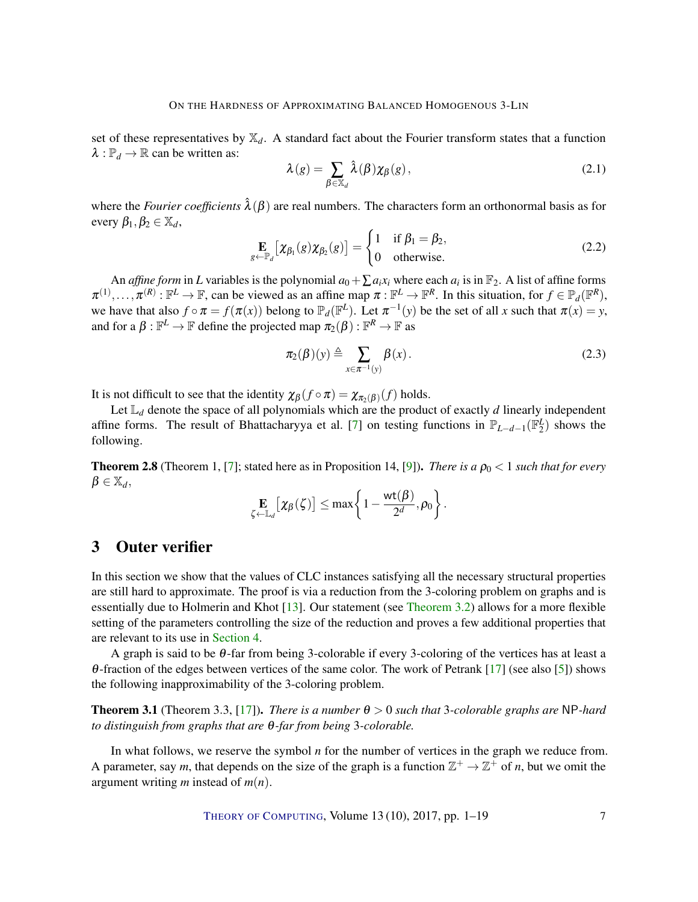set of these representatives by $\mathbb{X}_d$. A standard fact about the Fourier transform states that a function $\lambda : \mathbb{P}_d \to \mathbb{R}$ can be written as:

$$\lambda(g) = \sum_{\beta \in \mathbb{X}_d} \hat{\lambda}(\beta)\chi_\beta(g)\,, \tag{2.1}$$

where the *Fourier coefficients* $\hat{\lambda}(\beta)$ are real numbers. The characters form an orthonormal basis as for every $\beta_1, \beta_2 \in \mathbb{X}_d$,

$$\mathop{\mathbf{E}}_{g \leftarrow \mathbb{P}_d}\big[\chi_{\beta_1}(g)\chi_{\beta_2}(g)\big] = \begin{cases} 1 & \text{if } \beta_1 = \beta_2, \\ 0 & \text{otherwise.} \end{cases} \tag{2.2}$$

An *affine form* in $L$ variables is the polynomial $a_0 + \sum a_i x_i$ where each $a_i$ is in $\mathbb{F}_2$. A list of affine forms $\pi^{(1)}, \ldots, \pi^{(R)} : \mathbb{F}^L \to \mathbb{F}$, can be viewed as an affine map $\pi : \mathbb{F}^L \to \mathbb{F}^R$. In this situation, for $f \in \mathbb{P}_d(\mathbb{F}^R)$, we have that also $f \circ \pi = f(\pi(x))$ belong to $\mathbb{P}_d(\mathbb{F}^L)$. Let $\pi^{-1}(y)$ be the set of all $x$ such that $\pi(x) = y$, and for a $\beta : \mathbb{F}^L \to \mathbb{F}$ define the projected map $\pi_2(\beta) : \mathbb{F}^R \to \mathbb{F}$ as

$$\pi_2(\beta)(y) \triangleq \sum_{x \in \pi^{-1}(y)} \beta(x)\,. \tag{2.3}$$

It is not difficult to see that the identity $\chi_\beta(f \circ \pi) = \chi_{\pi_2(\beta)}(f)$ holds.

Let $\mathbb{L}_d$ denote the space of all polynomials which are the product of exactly $d$ linearly independent affine forms. The result of Bhattacharyya et al. [7] on testing functions in $\mathbb{P}_{L-d-1}(\mathbb{F}_2^L)$ shows the following.

**Theorem 2.8** (Theorem 1, [7]; stated here as in Proposition 14, [9])**.** *There is a $\rho_0 < 1$ such that for every $\beta \in \mathbb{X}_d$,*

$$\mathop{\mathbf{E}}_{\zeta \leftarrow \mathbb{L}_d}\big[\chi_\beta(\zeta)\big] \leq \max\left\{1 - \frac{\mathsf{wt}(\beta)}{2^d}, \rho_0\right\}.$$

## 3 Outer verifier

In this section we show that the values of CLC instances satisfying all the necessary structural properties are still hard to approximate. The proof is via a reduction from the 3-coloring problem on graphs and is essentially due to Holmerin and Khot [13]. Our statement (see Theorem 3.2) allows for a more flexible setting of the parameters controlling the size of the reduction and proves a few additional properties that are relevant to its use in Section 4.

A graph is said to be $\theta$-far from being 3-colorable if every 3-coloring of the vertices has at least a $\theta$-fraction of the edges between vertices of the same color. The work of Petrank [17] (see also [5]) shows the following inapproximability of the 3-coloring problem.

**Theorem 3.1** (Theorem 3.3, [17])**.** *There is a number $\theta > 0$ such that 3-colorable graphs are* NP*-hard to distinguish from graphs that are $\theta$-far from being 3-colorable.*

In what follows, we reserve the symbol $n$ for the number of vertices in the graph we reduce from. A parameter, say $m$, that depends on the size of the graph is a function $\mathbb{Z}^+ \to \mathbb{Z}^+$ of $n$, but we omit the argument writing $m$ instead of $m(n)$.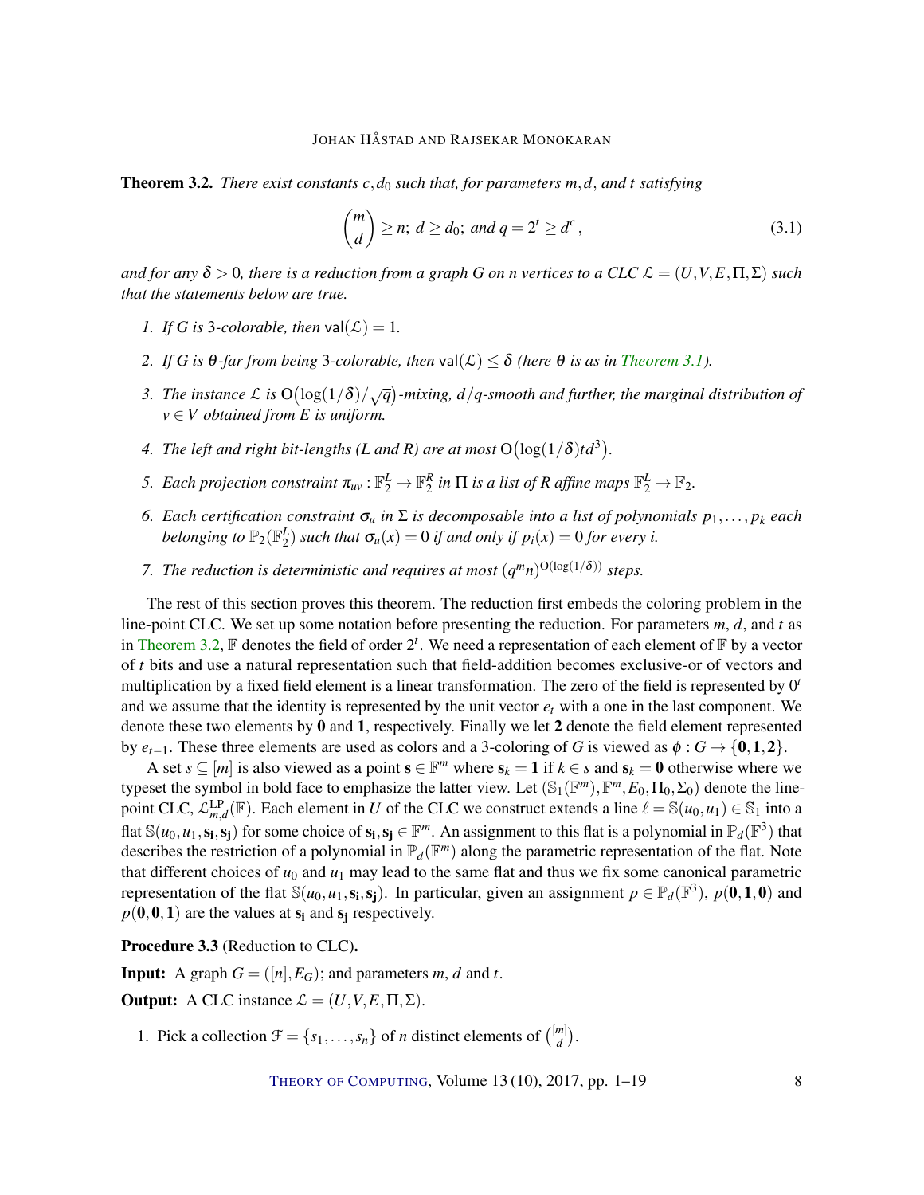**Theorem 3.2.** *There exist constants $c, d_0$ such that, for parameters $m, d$, and $t$ satisfying*

$$\binom{m}{d} \geq n;\ d \geq d_0;\ \text{and } q = 2^t \geq d^c\,, \tag{3.1}$$

*and for any $\delta > 0$, there is a reduction from a graph $G$ on $n$ vertices to a CLC $\mathcal{L} = (U, V, E, \Pi, \Sigma)$ such that the statements below are true.*

1. *If $G$ is 3-colorable, then $\mathsf{val}(\mathcal{L}) = 1$.*
2. *If $G$ is $\theta$-far from being 3-colorable, then $\mathsf{val}(\mathcal{L}) \leq \delta$ (here $\theta$ is as in Theorem 3.1).*
3. *The instance $\mathcal{L}$ is $\mathrm{O}\big(\log(1/\delta)/\sqrt{q}\big)$-mixing, $d/q$-smooth and further, the marginal distribution of $v \in V$ obtained from $E$ is uniform.*
4. *The left and right bit-lengths ($L$ and $R$) are at most $\mathrm{O}\big(\log(1/\delta) t d^3\big)$.*
5. *Each projection constraint $\pi_{uv} : \mathbb{F}_2^L \to \mathbb{F}_2^R$ in $\Pi$ is a list of $R$ affine maps $\mathbb{F}_2^L \to \mathbb{F}_2$.*
6. *Each certification constraint $\sigma_u$ in $\Sigma$ is decomposable into a list of polynomials $p_1, \ldots, p_k$ each belonging to $\mathbb{P}_2(\mathbb{F}_2^L)$ such that $\sigma_u(x) = 0$ if and only if $p_i(x) = 0$ for every $i$.*
7. *The reduction is deterministic and requires at most $(q^m n)^{\mathrm{O}(\log(1/\delta))}$ steps.*

The rest of this section proves this theorem. The reduction first embeds the coloring problem in the line-point CLC. We set up some notation before presenting the reduction. For parameters $m$, $d$, and $t$ as in Theorem 3.2, $\mathbb{F}$ denotes the field of order $2^t$. We need a representation of each element of $\mathbb{F}$ by a vector of $t$ bits and use a natural representation such that field-addition becomes exclusive-or of vectors and multiplication by a fixed field element is a linear transformation. The zero of the field is represented by $0^t$ and we assume that the identity is represented by the unit vector $e_t$ with a one in the last component. We denote these two elements by $\mathbf{0}$ and $\mathbf{1}$, respectively. Finally we let $\mathbf{2}$ denote the field element represented by $e_{t-1}$. These three elements are used as colors and a 3-coloring of $G$ is viewed as $\phi : G \to \{\mathbf{0}, \mathbf{1}, \mathbf{2}\}$.

A set $s \subseteq [m]$ is also viewed as a point $\mathbf{s} \in \mathbb{F}^m$ where $\mathbf{s}_k = \mathbf{1}$ if $k \in s$ and $\mathbf{s}_k = \mathbf{0}$ otherwise where we typeset the symbol in bold face to emphasize the latter view. Let $(\mathbb{S}_1(\mathbb{F}^m), \mathbb{F}^m, E_0, \Pi_0, \Sigma_0)$ denote the line-point CLC, $\mathcal{L}_{m,d}^{\mathrm{LP}}(\mathbb{F})$. Each element in $U$ of the CLC we construct extends a line $\ell = \mathbb{S}(u_0, u_1) \in \mathbb{S}_1$ into a flat $\mathbb{S}(u_0, u_1, \mathbf{s_i}, \mathbf{s_j})$ for some choice of $\mathbf{s_i}, \mathbf{s_j} \in \mathbb{F}^m$. An assignment to this flat is a polynomial in $\mathbb{P}_d(\mathbb{F}^3)$ that describes the restriction of a polynomial in $\mathbb{P}_d(\mathbb{F}^m)$ along the parametric representation of the flat. Note that different choices of $u_0$ and $u_1$ may lead to the same flat and thus we fix some canonical parametric representation of the flat $\mathbb{S}(u_0, u_1, \mathbf{s_i}, \mathbf{s_j})$. In particular, given an assignment $p \in \mathbb{P}_d(\mathbb{F}^3)$, $p(\mathbf{0}, \mathbf{1}, \mathbf{0})$ and $p(\mathbf{0}, \mathbf{0}, \mathbf{1})$ are the values at $\mathbf{s_i}$ and $\mathbf{s_j}$ respectively.

**Procedure 3.3** (Reduction to CLC)**.**

**Input:** A graph $G = ([n], E_G)$; and parameters $m$, $d$ and $t$.

**Output:** A CLC instance $\mathcal{L} = (U, V, E, \Pi, \Sigma)$.

1. Pick a collection $\mathcal{F} = \{s_1, \ldots, s_n\}$ of $n$ distinct elements of $\binom{[m]}{d}$.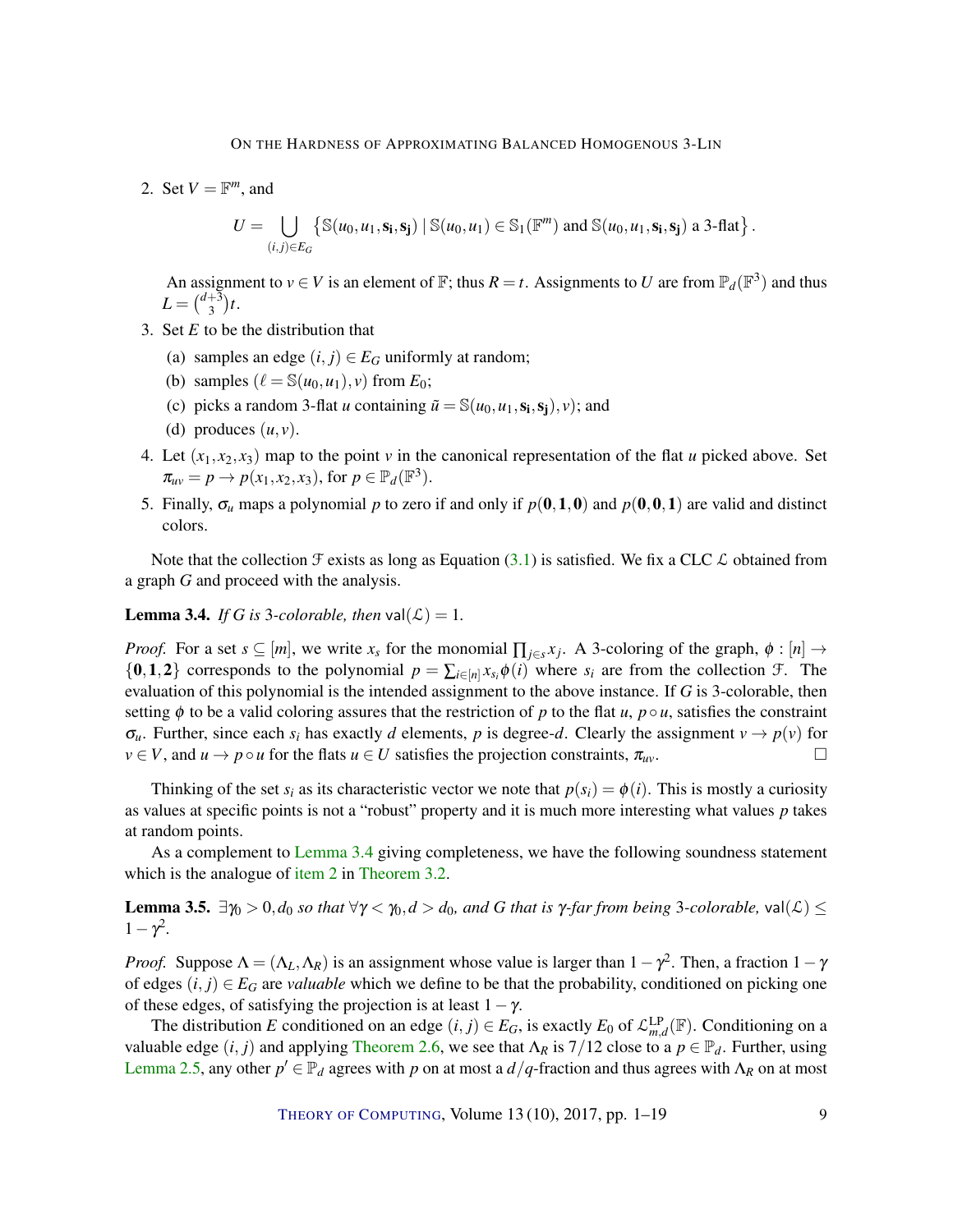2. Set $V = \mathbb{F}^m$, and

$$U = \bigcup_{(i,j)\in E_G} \left\{ \mathbb{S}(u_0, u_1, \mathbf{s_i}, \mathbf{s_j}) \mid \mathbb{S}(u_0, u_1) \in \mathbb{S}_1(\mathbb{F}^m) \text{ and } \mathbb{S}(u_0, u_1, \mathbf{s_i}, \mathbf{s_j}) \text{ a 3-flat} \right\}.$$

   An assignment to $v \in V$ is an element of $\mathbb{F}$; thus $R = t$. Assignments to $U$ are from $\mathbb{P}_d(\mathbb{F}^3)$ and thus $L = \binom{d+3}{3} t$.

3. Set $E$ to be the distribution that
   (a) samples an edge $(i, j) \in E_G$ uniformly at random;
   (b) samples $(\ell = \mathbb{S}(u_0, u_1), v)$ from $E_0$;
   (c) picks a random 3-flat $u$ containing $\tilde{u} = \mathbb{S}(u_0, u_1, \mathbf{s_i}, \mathbf{s_j}), v)$; and
   (d) produces $(u, v)$.

4. Let $(x_1, x_2, x_3)$ map to the point $v$ in the canonical representation of the flat $u$ picked above. Set $\pi_{uv} = p \to p(x_1, x_2, x_3)$, for $p \in \mathbb{P}_d(\mathbb{F}^3)$.

5. Finally, $\sigma_u$ maps a polynomial $p$ to zero if and only if $p(\mathbf{0}, \mathbf{1}, \mathbf{0})$ and $p(\mathbf{0}, \mathbf{0}, \mathbf{1})$ are valid and distinct colors.

Note that the collection $\mathcal{F}$ exists as long as Equation (3.1) is satisfied. We fix a CLC $\mathcal{L}$ obtained from a graph $G$ and proceed with the analysis.

**Lemma 3.4.** *If $G$ is 3-colorable, then* $\mathsf{val}(\mathcal{L}) = 1$.

*Proof.* For a set $s \subseteq [m]$, we write $x_s$ for the monomial $\prod_{j\in s} x_j$. A 3-coloring of the graph, $\phi : [n] \to \{\mathbf{0}, \mathbf{1}, \mathbf{2}\}$ corresponds to the polynomial $p = \sum_{i\in[n]} x_{s_i} \phi(i)$ where $s_i$ are from the collection $\mathcal{F}$. The evaluation of this polynomial is the intended assignment to the above instance. If $G$ is 3-colorable, then setting $\phi$ to be a valid coloring assures that the restriction of $p$ to the flat $u$, $p \circ u$, satisfies the constraint $\sigma_u$. Further, since each $s_i$ has exactly $d$ elements, $p$ is degree-$d$. Clearly the assignment $v \to p(v)$ for $v \in V$, and $u \to p \circ u$ for the flats $u \in U$ satisfies the projection constraints, $\pi_{uv}$. □

Thinking of the set $s_i$ as its characteristic vector we note that $p(s_i) = \phi(i)$. This is mostly a curiosity as values at specific points is not a "robust" property and it is much more interesting what values $p$ takes at random points.

As a complement to Lemma 3.4 giving completeness, we have the following soundness statement which is the analogue of item 2 in Theorem 3.2.

**Lemma 3.5.** *$\exists \gamma_0 > 0, d_0$ so that $\forall \gamma < \gamma_0, d > d_0$, and $G$ that is $\gamma$-far from being 3-colorable,* $\mathsf{val}(\mathcal{L}) \leq 1 - \gamma^2$.

*Proof.* Suppose $\Lambda = (\Lambda_L, \Lambda_R)$ is an assignment whose value is larger than $1 - \gamma^2$. Then, a fraction $1 - \gamma$ of edges $(i, j) \in E_G$ are *valuable* which we define to be that the probability, conditioned on picking one of these edges, of satisfying the projection is at least $1 - \gamma$.

The distribution $E$ conditioned on an edge $(i, j) \in E_G$, is exactly $E_0$ of $\mathcal{L}^{\mathrm{LP}}_{m,d}(\mathbb{F})$. Conditioning on a valuable edge $(i, j)$ and applying Theorem 2.6, we see that $\Lambda_R$ is $7/12$ close to a $p \in \mathbb{P}_d$. Further, using Lemma 2.5, any other $p' \in \mathbb{P}_d$ agrees with $p$ on at most a $d/q$-fraction and thus agrees with $\Lambda_R$ on at most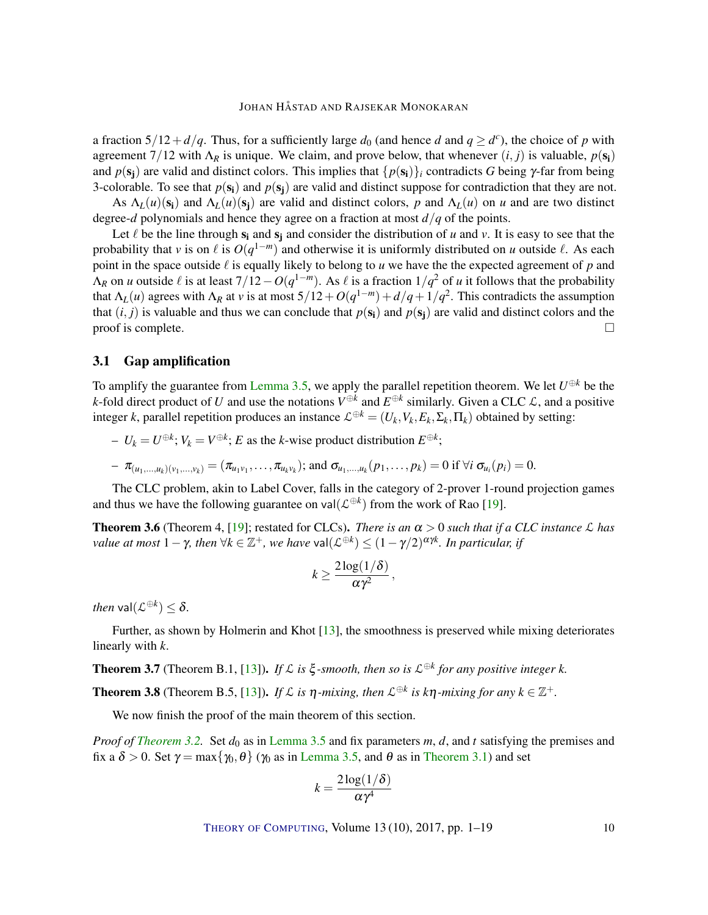a fraction $5/12 + d/q$. Thus, for a sufficiently large $d_0$ (and hence $d$ and $q \geq d^c$), the choice of $p$ with agreement $7/12$ with $\Lambda_R$ is unique. We claim, and prove below, that whenever $(i, j)$ is valuable, $p(\mathbf{s_i})$ and $p(\mathbf{s_j})$ are valid and distinct colors. This implies that $\{p(\mathbf{s_i})\}_i$ contradicts $G$ being $\gamma$-far from being 3-colorable. To see that $p(\mathbf{s_i})$ and $p(\mathbf{s_j})$ are valid and distinct suppose for contradiction that they are not.

As $\Lambda_L(u)(\mathbf{s_i})$ and $\Lambda_L(u)(\mathbf{s_j})$ are valid and distinct colors, $p$ and $\Lambda_L(u)$ on $u$ and are two distinct degree-$d$ polynomials and hence they agree on a fraction at most $d/q$ of the points.

Let $\ell$ be the line through $\mathbf{s_i}$ and $\mathbf{s_j}$ and consider the distribution of $u$ and $v$. It is easy to see that the probability that $v$ is on $\ell$ is $O(q^{1-m})$ and otherwise it is uniformly distributed on $u$ outside $\ell$. As each point in the space outside $\ell$ is equally likely to belong to $u$ we have the the expected agreement of $p$ and $\Lambda_R$ on $u$ outside $\ell$ is at least $7/12 - O(q^{1-m})$. As $\ell$ is a fraction $1/q^2$ of $u$ it follows that the probability that $\Lambda_L(u)$ agrees with $\Lambda_R$ at $v$ is at most $5/12 + O(q^{1-m}) + d/q + 1/q^2$. This contradicts the assumption that $(i, j)$ is valuable and thus we can conclude that $p(\mathbf{s_i})$ and $p(\mathbf{s_j})$ are valid and distinct colors and the proof is complete. □

## 3.1 Gap amplification

To amplify the guarantee from Lemma 3.5, we apply the parallel repetition theorem. We let $U^{\oplus k}$ be the $k$-fold direct product of $U$ and use the notations $V^{\oplus k}$ and $E^{\oplus k}$ similarly. Given a CLC $\mathcal{L}$, and a positive integer $k$, parallel repetition produces an instance $\mathcal{L}^{\oplus k} = (U_k, V_k, E_k, \Sigma_k, \Pi_k)$ obtained by setting:

- $U_k = U^{\oplus k}$; $V_k = V^{\oplus k}$; $E$ as the $k$-wise product distribution $E^{\oplus k}$;
- $\pi_{(u_1,\dots,u_k)(v_1,\dots,v_k)} = (\pi_{u_1 v_1}, \dots, \pi_{u_k v_k})$; and $\sigma_{u_1,\dots,u_k}(p_1, \dots, p_k) = 0$ if $\forall i\ \sigma_{u_i}(p_i) = 0$.

The CLC problem, akin to Label Cover, falls in the category of 2-prover 1-round projection games and thus we have the following guarantee on $\mathsf{val}(\mathcal{L}^{\oplus k})$ from the work of Rao [19].

**Theorem 3.6** (Theorem 4, [19]; restated for CLCs)**.** *There is an $\alpha > 0$ such that if a CLC instance $\mathcal{L}$ has value at most $1 - \gamma$, then $\forall k \in \mathbb{Z}^+$, we have $\mathsf{val}(\mathcal{L}^{\oplus k}) \leq (1 - \gamma/2)^{\alpha\gamma k}$. In particular, if*

$$k \geq \frac{2\log(1/\delta)}{\alpha\gamma^2},$$

*then $\mathsf{val}(\mathcal{L}^{\oplus k}) \leq \delta$.*

Further, as shown by Holmerin and Khot [13], the smoothness is preserved while mixing deteriorates linearly with $k$.

**Theorem 3.7** (Theorem B.1, [13])**.** *If $\mathcal{L}$ is $\xi$-smooth, then so is $\mathcal{L}^{\oplus k}$ for any positive integer $k$.*

**Theorem 3.8** (Theorem B.5, [13])**.** *If $\mathcal{L}$ is $\eta$-mixing, then $\mathcal{L}^{\oplus k}$ is $k\eta$-mixing for any $k \in \mathbb{Z}^+$.*

We now finish the proof of the main theorem of this section.

*Proof of Theorem 3.2.* Set $d_0$ as in Lemma 3.5 and fix parameters $m$, $d$, and $t$ satisfying the premises and fix a $\delta > 0$. Set $\gamma = \max\{\gamma_0, \theta\}$ ($\gamma_0$ as in Lemma 3.5, and $\theta$ as in Theorem 3.1) and set

$$k = \frac{2\log(1/\delta)}{\alpha\gamma^4}$$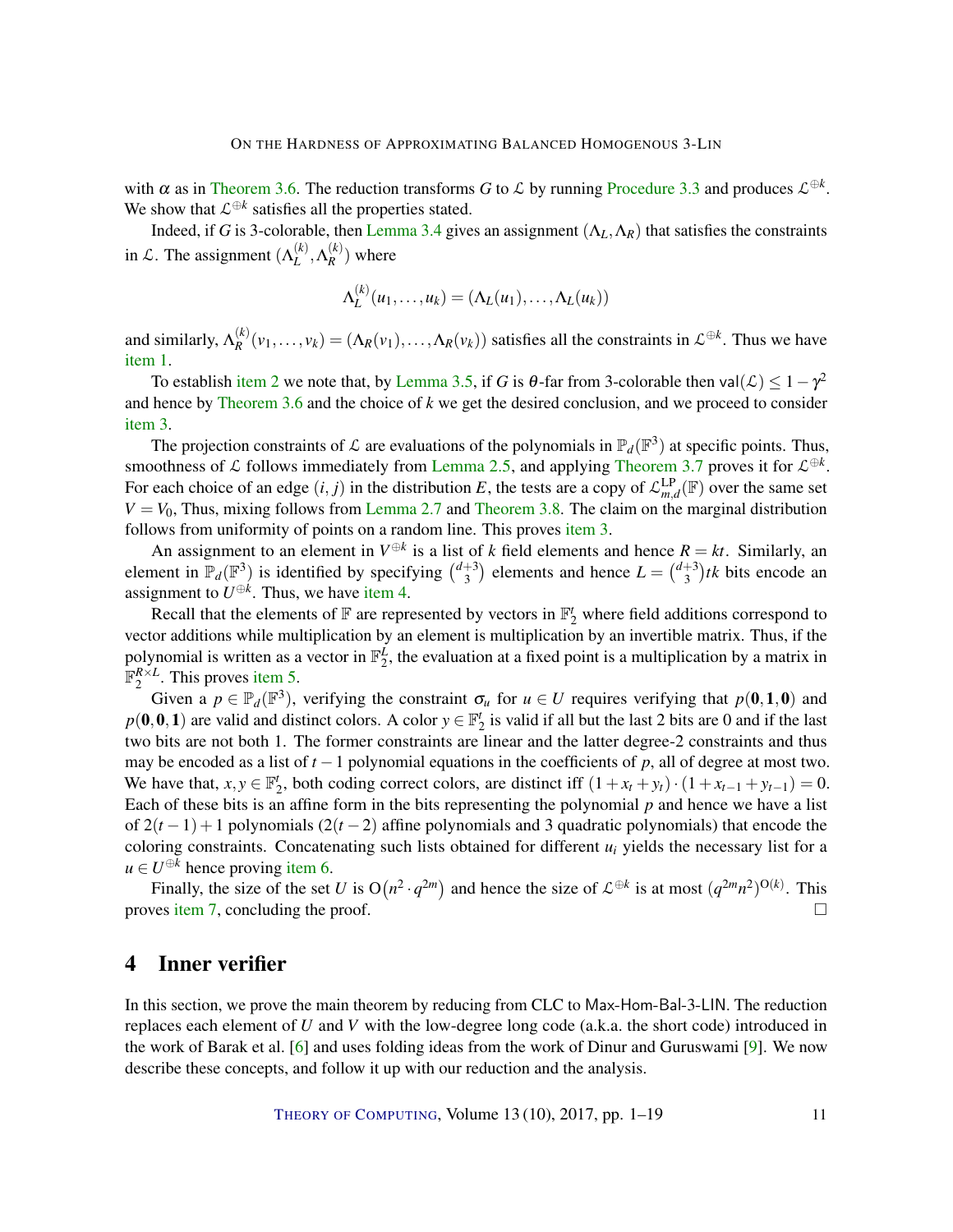with $\alpha$ as in Theorem 3.6. The reduction transforms $G$ to $\mathcal{L}$ by running Procedure 3.3 and produces $\mathcal{L}^{\oplus k}$. We show that $\mathcal{L}^{\oplus k}$ satisfies all the properties stated.

Indeed, if $G$ is 3-colorable, then Lemma 3.4 gives an assignment $(\Lambda_L, \Lambda_R)$ that satisfies the constraints in $\mathcal{L}$. The assignment $(\Lambda_L^{(k)}, \Lambda_R^{(k)})$ where

$$\Lambda_L^{(k)}(u_1, \ldots, u_k) = (\Lambda_L(u_1), \ldots, \Lambda_L(u_k))$$

and similarly, $\Lambda_R^{(k)}(v_1, \ldots, v_k) = (\Lambda_R(v_1), \ldots, \Lambda_R(v_k))$ satisfies all the constraints in $\mathcal{L}^{\oplus k}$. Thus we have item 1.

To establish item 2 we note that, by Lemma 3.5, if $G$ is $\theta$-far from 3-colorable then $\mathsf{val}(\mathcal{L}) \leq 1 - \gamma^2$ and hence by Theorem 3.6 and the choice of $k$ we get the desired conclusion, and we proceed to consider item 3.

The projection constraints of $\mathcal{L}$ are evaluations of the polynomials in $\mathbb{P}_d(\mathbb{F}^3)$ at specific points. Thus, smoothness of $\mathcal{L}$ follows immediately from Lemma 2.5, and applying Theorem 3.7 proves it for $\mathcal{L}^{\oplus k}$. For each choice of an edge $(i, j)$ in the distribution $E$, the tests are a copy of $\mathcal{L}^{\mathrm{LP}}_{m,d}(\mathbb{F})$ over the same set $V = V_0$, Thus, mixing follows from Lemma 2.7 and Theorem 3.8. The claim on the marginal distribution follows from uniformity of points on a random line. This proves item 3.

An assignment to an element in $V^{\oplus k}$ is a list of $k$ field elements and hence $R = kt$. Similarly, an element in $\mathbb{P}_d(\mathbb{F}^3)$ is identified by specifying $\binom{d+3}{3}$ elements and hence $L = \binom{d+3}{3}tk$ bits encode an assignment to $U^{\oplus k}$. Thus, we have item 4.

Recall that the elements of $\mathbb{F}$ are represented by vectors in $\mathbb{F}_2^t$ where field additions correspond to vector additions while multiplication by an element is multiplication by an invertible matrix. Thus, if the polynomial is written as a vector in $\mathbb{F}_2^L$, the evaluation at a fixed point is a multiplication by a matrix in $\mathbb{F}_2^{R \times L}$. This proves item 5.

Given a $p \in \mathbb{P}_d(\mathbb{F}^3)$, verifying the constraint $\sigma_u$ for $u \in U$ requires verifying that $p(\mathbf{0}, \mathbf{1}, \mathbf{0})$ and $p(\mathbf{0}, \mathbf{0}, \mathbf{1})$ are valid and distinct colors. A color $y \in \mathbb{F}_2^t$ is valid if all but the last 2 bits are 0 and if the last two bits are not both 1. The former constraints are linear and the latter degree-2 constraints and thus may be encoded as a list of $t-1$ polynomial equations in the coefficients of $p$, all of degree at most two. We have that, $x, y \in \mathbb{F}_2^t$, both coding correct colors, are distinct iff $(1 + x_t + y_t) \cdot (1 + x_{t-1} + y_{t-1}) = 0$. Each of these bits is an affine form in the bits representing the polynomial $p$ and hence we have a list of $2(t-1)+1$ polynomials ($2(t-2)$ affine polynomials and 3 quadratic polynomials) that encode the coloring constraints. Concatenating such lists obtained for different $u_i$ yields the necessary list for a $u \in U^{\oplus k}$ hence proving item 6.

Finally, the size of the set $U$ is $\mathrm{O}\left(n^2 \cdot q^{2m}\right)$ and hence the size of $\mathcal{L}^{\oplus k}$ is at most $(q^{2m} n^2)^{\mathrm{O}(k)}$. This proves item 7, concluding the proof. $\square$

## 4 Inner verifier

In this section, we prove the main theorem by reducing from CLC to Max-Hom-Bal-3-LIN. The reduction replaces each element of $U$ and $V$ with the low-degree long code (a.k.a. the short code) introduced in the work of Barak et al. [6] and uses folding ideas from the work of Dinur and Guruswami [9]. We now describe these concepts, and follow it up with our reduction and the analysis.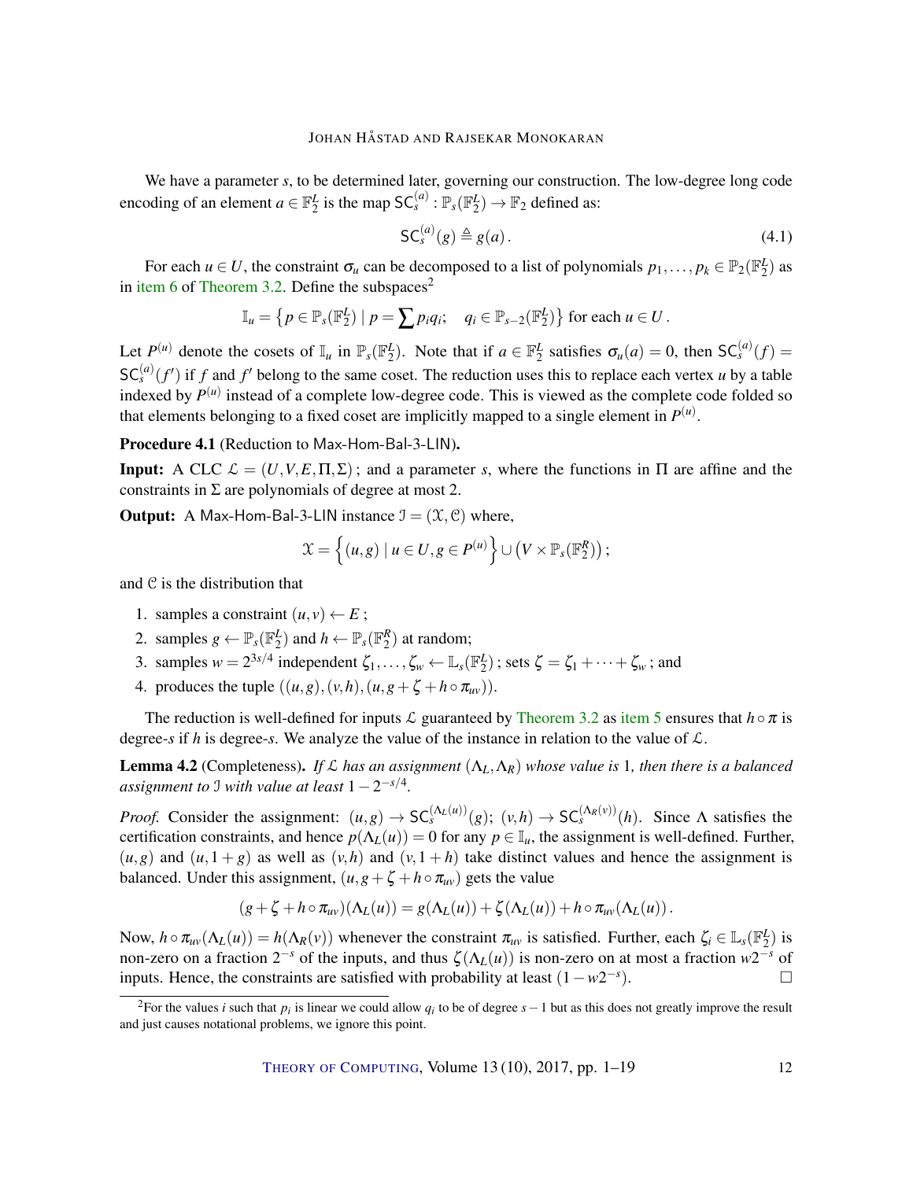We have a parameter $s$, to be determined later, governing our construction. The low-degree long code encoding of an element $a \in \mathbb{F}_2^L$ is the map $\mathsf{SC}_s^{(a)} : \mathbb{P}_s(\mathbb{F}_2^L) \to \mathbb{F}_2$ defined as:

$$\mathsf{SC}_s^{(a)}(g) \triangleq g(a). \tag{4.1}$$

For each $u \in U$, the constraint $\sigma_u$ can be decomposed to a list of polynomials $p_1, \ldots, p_k \in \mathbb{P}_2(\mathbb{F}_2^L)$ as in item 6 of Theorem 3.2. Define the subspaces[2]

$$\mathbb{I}_u = \left\{ p \in \mathbb{P}_s(\mathbb{F}_2^L) \mid p = \sum p_i q_i; \quad q_i \in \mathbb{P}_{s-2}(\mathbb{F}_2^L) \right\} \text{ for each } u \in U.$$

Let $P^{(u)}$ denote the cosets of $\mathbb{I}_u$ in $\mathbb{P}_s(\mathbb{F}_2^L)$. Note that if $a \in \mathbb{F}_2^L$ satisfies $\sigma_u(a) = 0$, then $\mathsf{SC}_s^{(a)}(f) = \mathsf{SC}_s^{(a)}(f')$ if $f$ and $f'$ belong to the same coset. The reduction uses this to replace each vertex $u$ by a table indexed by $P^{(u)}$ instead of a complete low-degree code. This is viewed as the complete code folded so that elements belonging to a fixed coset are implicitly mapped to a single element in $P^{(u)}$.

**Procedure 4.1** (Reduction to Max-Hom-Bal-3-LIN)**.**

**Input:** A CLC $\mathcal{L} = (U, V, E, \Pi, \Sigma)$ ; and a parameter $s$, where the functions in $\Pi$ are affine and the constraints in $\Sigma$ are polynomials of degree at most 2.

**Output:** A Max-Hom-Bal-3-LIN instance $\mathcal{I} = (\mathcal{X}, \mathcal{C})$ where,

$$\mathcal{X} = \left\{ (u, g) \mid u \in U, g \in P^{(u)} \right\} \cup \left( V \times \mathbb{P}_s(\mathbb{F}_2^R) \right);$$

and $\mathcal{C}$ is the distribution that

1. samples a constraint $(u, v) \leftarrow E$ ;
2. samples $g \leftarrow \mathbb{P}_s(\mathbb{F}_2^L)$ and $h \leftarrow \mathbb{P}_s(\mathbb{F}_2^R)$ at random;
3. samples $w = 2^{3s/4}$ independent $\zeta_1, \ldots, \zeta_w \leftarrow \mathbb{L}_s(\mathbb{F}_2^L)$ ; sets $\zeta = \zeta_1 + \cdots + \zeta_w$ ; and
4. produces the tuple $((u, g), (v, h), (u, g + \zeta + h \circ \pi_{uv}))$.

The reduction is well-defined for inputs $\mathcal{L}$ guaranteed by Theorem 3.2 as item 5 ensures that $h \circ \pi$ is degree-$s$ if $h$ is degree-$s$. We analyze the value of the instance in relation to the value of $\mathcal{L}$.

**Lemma 4.2** (Completeness)**.** *If $\mathcal{L}$ has an assignment $(\Lambda_L, \Lambda_R)$ whose value is* 1*, then there is a balanced assignment to $\mathcal{I}$ with value at least $1 - 2^{-s/4}$.*

*Proof.* Consider the assignment: $(u, g) \to \mathsf{SC}_s^{(\Lambda_L(u))}(g)$; $(v, h) \to \mathsf{SC}_s^{(\Lambda_R(v))}(h)$. Since $\Lambda$ satisfies the certification constraints, and hence $p(\Lambda_L(u)) = 0$ for any $p \in \mathbb{I}_u$, the assignment is well-defined. Further, $(u, g)$ and $(u, 1 + g)$ as well as $(v, h)$ and $(v, 1 + h)$ take distinct values and hence the assignment is balanced. Under this assignment, $(u, g + \zeta + h \circ \pi_{uv})$ gets the value

$$(g + \zeta + h \circ \pi_{uv})(\Lambda_L(u)) = g(\Lambda_L(u)) + \zeta(\Lambda_L(u)) + h \circ \pi_{uv}(\Lambda_L(u)).$$

Now, $h \circ \pi_{uv}(\Lambda_L(u)) = h(\Lambda_R(v))$ whenever the constraint $\pi_{uv}$ is satisfied. Further, each $\zeta_i \in \mathbb{L}_s(\mathbb{F}_2^L)$ is non-zero on a fraction $2^{-s}$ of the inputs, and thus $\zeta(\Lambda_L(u))$ is non-zero on at most a fraction $w2^{-s}$ of inputs. Hence, the constraints are satisfied with probability at least $(1 - w2^{-s})$. $\square$

[2] For the values $i$ such that $p_i$ is linear we could allow $q_i$ to be of degree $s - 1$ but as this does not greatly improve the result and just causes notational problems, we ignore this point.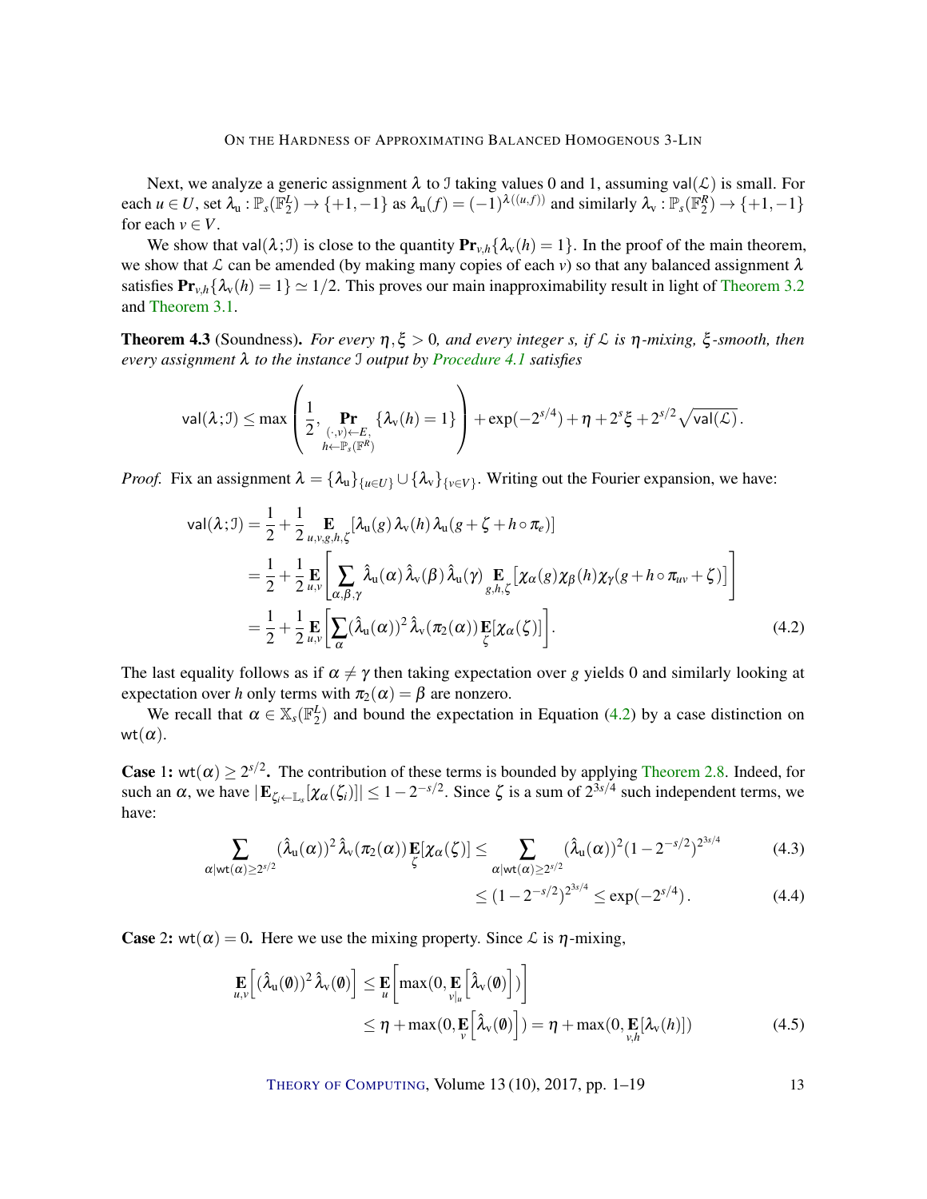Next, we analyze a generic assignment $\lambda$ to $\mathcal{I}$ taking values 0 and 1, assuming $\mathsf{val}(\mathcal{L})$ is small. For each $u \in U$, set $\lambda_{\mathrm{u}} : \mathbb{P}_s(\mathbb{F}_2^L) \to \{+1,-1\}$ as $\lambda_{\mathrm{u}}(f) = (-1)^{\lambda((u,f))}$ and similarly $\lambda_{\mathrm{v}} : \mathbb{P}_s(\mathbb{F}_2^R) \to \{+1,-1\}$ for each $v \in V$.

We show that $\mathsf{val}(\lambda;\mathcal{I})$ is close to the quantity $\mathbf{Pr}_{v,h}\{\lambda_{\mathrm{v}}(h) = 1\}$. In the proof of the main theorem, we show that $\mathcal{L}$ can be amended (by making many copies of each $v$) so that any balanced assignment $\lambda$ satisfies $\mathbf{Pr}_{v,h}\{\lambda_{\mathrm{v}}(h) = 1\} \simeq 1/2$. This proves our main inapproximability result in light of Theorem 3.2 and Theorem 3.1.

**Theorem 4.3** (Soundness). *For every $\eta, \xi > 0$, and every integer $s$, if $\mathcal{L}$ is $\eta$-mixing, $\xi$-smooth, then every assignment $\lambda$ to the instance $\mathcal{I}$ output by Procedure 4.1 satisfies*

$$\mathsf{val}(\lambda;\mathcal{I}) \le \max\left(\frac{1}{2}, \mathop{\mathbf{Pr}}_{\substack{(\cdot,v)\leftarrow E,\\ h\leftarrow \mathbb{P}_s(\mathbb{F}^R)}}\{\lambda_{\mathrm{v}}(h)=1\}\right) + \exp(-2^{s/4}) + \eta + 2^s\xi + 2^{s/2}\sqrt{\mathsf{val}(\mathcal{L})}\,.$$

*Proof.* Fix an assignment $\lambda = \{\lambda_{\mathrm{u}}\}_{\{u\in U\}} \cup \{\lambda_{\mathrm{v}}\}_{\{v\in V\}}$. Writing out the Fourier expansion, we have:

$$\begin{aligned}
\mathsf{val}(\lambda;\mathcal{I}) &= \frac{1}{2} + \frac{1}{2}\mathop{\mathbf{E}}_{u,v,g,h,\zeta}[\lambda_{\mathrm{u}}(g)\,\lambda_{\mathrm{v}}(h)\,\lambda_{\mathrm{u}}(g+\zeta+h\circ\pi_e)] \\
&= \frac{1}{2} + \frac{1}{2}\mathop{\mathbf{E}}_{u,v}\left[\sum_{\alpha,\beta,\gamma}\hat{\lambda}_{\mathrm{u}}(\alpha)\,\hat{\lambda}_{\mathrm{v}}(\beta)\,\hat{\lambda}_{\mathrm{u}}(\gamma)\mathop{\mathbf{E}}_{g,h,\zeta}\big[\chi_\alpha(g)\chi_\beta(h)\chi_\gamma(g+h\circ\pi_{uv}+\zeta)\big]\right] \\
&= \frac{1}{2} + \frac{1}{2}\mathop{\mathbf{E}}_{u,v}\left[\sum_{\alpha}(\hat{\lambda}_{\mathrm{u}}(\alpha))^2\,\hat{\lambda}_{\mathrm{v}}(\pi_2(\alpha))\mathop{\mathbf{E}}_{\zeta}[\chi_\alpha(\zeta)]\right].
\end{aligned} \tag{4.2}$$

The last equality follows as if $\alpha \neq \gamma$ then taking expectation over $g$ yields 0 and similarly looking at expectation over $h$ only terms with $\pi_2(\alpha) = \beta$ are nonzero.

We recall that $\alpha \in \mathbb{X}_s(\mathbb{F}_2^L)$ and bound the expectation in Equation (4.2) by a case distinction on $\mathsf{wt}(\alpha)$.

**Case 1: $\mathsf{wt}(\alpha) \ge 2^{s/2}$.** The contribution of these terms is bounded by applying Theorem 2.8. Indeed, for such an $\alpha$, we have $|\mathbf{E}_{\zeta_i\leftarrow\mathbb{L}_s}[\chi_\alpha(\zeta_i)]| \le 1 - 2^{-s/2}$. Since $\zeta$ is a sum of $2^{3s/4}$ such independent terms, we have:

$$\sum_{\alpha|\mathsf{wt}(\alpha)\ge 2^{s/2}}(\hat{\lambda}_{\mathrm{u}}(\alpha))^2\,\hat{\lambda}_{\mathrm{v}}(\pi_2(\alpha))\mathop{\mathbf{E}}_{\zeta}[\chi_\alpha(\zeta)] \le \sum_{\alpha|\mathsf{wt}(\alpha)\ge 2^{s/2}}(\hat{\lambda}_{\mathrm{u}}(\alpha))^2(1-2^{-s/2})^{2^{3s/4}} \tag{4.3}$$

$$\le (1-2^{-s/2})^{2^{3s/4}} \le \exp(-2^{s/4})\,. \tag{4.4}$$

**Case 2: $\mathsf{wt}(\alpha) = 0$.** Here we use the mixing property. Since $\mathcal{L}$ is $\eta$-mixing,

$$\begin{aligned}
\mathop{\mathbf{E}}_{u,v}\Big[(\hat{\lambda}_{\mathrm{u}}(\emptyset))^2\,\hat{\lambda}_{\mathrm{v}}(\emptyset)\Big] &\le \mathop{\mathbf{E}}_{u}\Big[\max(0,\mathop{\mathbf{E}}_{v|_u}\Big[\hat{\lambda}_{\mathrm{v}}(\emptyset)\Big])\Big] \\
&\le \eta + \max(0,\mathop{\mathbf{E}}_{v}\Big[\hat{\lambda}_{\mathrm{v}}(\emptyset)\Big]) = \eta + \max(0,\mathop{\mathbf{E}}_{v,h}[\lambda_{\mathrm{v}}(h)])
\end{aligned} \tag{4.5}$$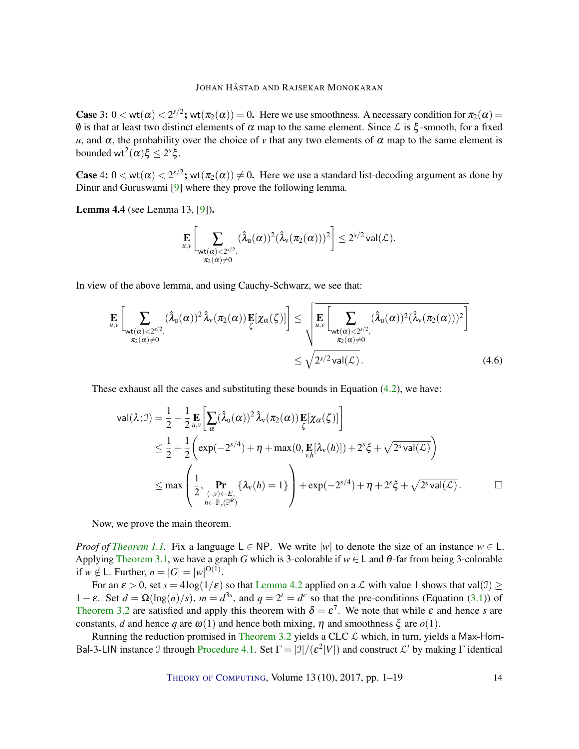**Case 3:** $0 < \mathsf{wt}(\alpha) < 2^{s/2}$**;** $\mathsf{wt}(\pi_2(\alpha)) = 0$**.** Here we use smoothness. A necessary condition for $\pi_2(\alpha) = \emptyset$ is that at least two distinct elements of $\alpha$ map to the same element. Since $\mathcal{L}$ is $\xi$-smooth, for a fixed $u$, and $\alpha$, the probability over the choice of $v$ that any two elements of $\alpha$ map to the same element is bounded $\mathsf{wt}^2(\alpha)\xi \le 2^s\xi$.

**Case 4:** $0 < \mathsf{wt}(\alpha) < 2^{s/2}$**;** $\mathsf{wt}(\pi_2(\alpha)) \neq 0$**.** Here we use a standard list-decoding argument as done by Dinur and Guruswami [9] where they prove the following lemma.

**Lemma 4.4** (see Lemma 13, [9])**.**

$$\mathop{\mathbf{E}}_{u,v}\left[\sum_{\substack{\mathsf{wt}(\alpha)<2^{s/2},\\ \pi_2(\alpha)\neq 0}} (\hat{\lambda}_{\mathrm{u}}(\alpha))^2(\hat{\lambda}_{\mathrm{v}}(\pi_2(\alpha)))^2\right] \le 2^{s/2}\,\mathsf{val}(\mathcal{L}).$$

In view of the above lemma, and using Cauchy-Schwarz, we see that:

$$\begin{aligned}
\mathop{\mathbf{E}}_{u,v}\left[\sum_{\substack{\mathsf{wt}(\alpha)<2^{s/2},\\ \pi_2(\alpha)\neq 0}} (\hat{\lambda}_{\mathrm{u}}(\alpha))^2\,\hat{\lambda}_{\mathrm{v}}(\pi_2(\alpha))\mathop{\mathbf{E}}_{\zeta}[\chi_\alpha(\zeta)]\right] &\le \sqrt{\mathop{\mathbf{E}}_{u,v}\left[\sum_{\substack{\mathsf{wt}(\alpha)<2^{s/2},\\ \pi_2(\alpha)\neq 0}} (\hat{\lambda}_{\mathrm{u}}(\alpha))^2(\hat{\lambda}_{\mathrm{v}}(\pi_2(\alpha)))^2\right]} \\
&\le \sqrt{2^{s/2}\,\mathsf{val}(\mathcal{L})}\,. \qquad (4.6)
\end{aligned}$$

These exhaust all the cases and substituting these bounds in Equation (4.2), we have:

$$\begin{aligned}
\mathsf{val}(\lambda;\mathcal{I}) &= \frac{1}{2} + \frac{1}{2}\mathop{\mathbf{E}}_{u,v}\left[\sum_{\alpha}(\hat{\lambda}_{\mathrm{u}}(\alpha))^2\,\hat{\lambda}_{\mathrm{v}}(\pi_2(\alpha))\mathop{\mathbf{E}}_{\zeta}[\chi_\alpha(\zeta)]\right] \\
&\le \frac{1}{2} + \frac{1}{2}\left(\exp(-2^{s/4}) + \eta + \max(0, \mathop{\mathbf{E}}_{v,h}[\lambda_{\mathrm{v}}(h)]) + 2^s\xi + \sqrt{2^s\,\mathsf{val}(\mathcal{L})}\right) \\
&\le \max\left(\frac{1}{2}, \mathop{\mathbf{Pr}}_{\substack{(\cdot,v)\leftarrow E,\\ h\leftarrow \mathbb{P}_s(\mathbb{F}^R)}}\{\lambda_{\mathrm{v}}(h) = 1\}\right) + \exp(-2^{s/4}) + \eta + 2^s\xi + \sqrt{2^s\,\mathsf{val}(\mathcal{L})}\,. \qquad \square
\end{aligned}$$

Now, we prove the main theorem.

*Proof of Theorem 1.1.* Fix a language $\mathsf{L} \in \mathsf{NP}$. We write $|w|$ to denote the size of an instance $w \in \mathsf{L}$. Applying Theorem 3.1, we have a graph $G$ which is 3-colorable if $w \in \mathsf{L}$ and $\theta$-far from being 3-colorable if $w \notin \mathsf{L}$. Further, $n = |G| = |w|^{\mathrm{O}(1)}$.

For an $\varepsilon > 0$, set $s = 4\log(1/\varepsilon)$ so that Lemma 4.2 applied on a $\mathcal{L}$ with value 1 shows that $\mathsf{val}(\mathcal{I}) \ge 1-\varepsilon$. Set $d = \Omega(\log(n)/s)$, $m = d^{3s}$, and $q = 2^t = d^c$ so that the pre-conditions (Equation (3.1)) of Theorem 3.2 are satisfied and apply this theorem with $\delta = \varepsilon^7$. We note that while $\varepsilon$ and hence $s$ are constants, $d$ and hence $q$ are $\omega(1)$ and hence both mixing, $\eta$ and smoothness $\xi$ are $o(1)$.

Running the reduction promised in Theorem 3.2 yields a CLC $\mathcal{L}$ which, in turn, yields a Max-Hom-Bal-3-LIN instance $\mathcal{I}$ through Procedure 4.1. Set $\Gamma = |\mathcal{I}|/(\varepsilon^2|V|)$ and construct $\mathcal{L}'$ by making $\Gamma$ identical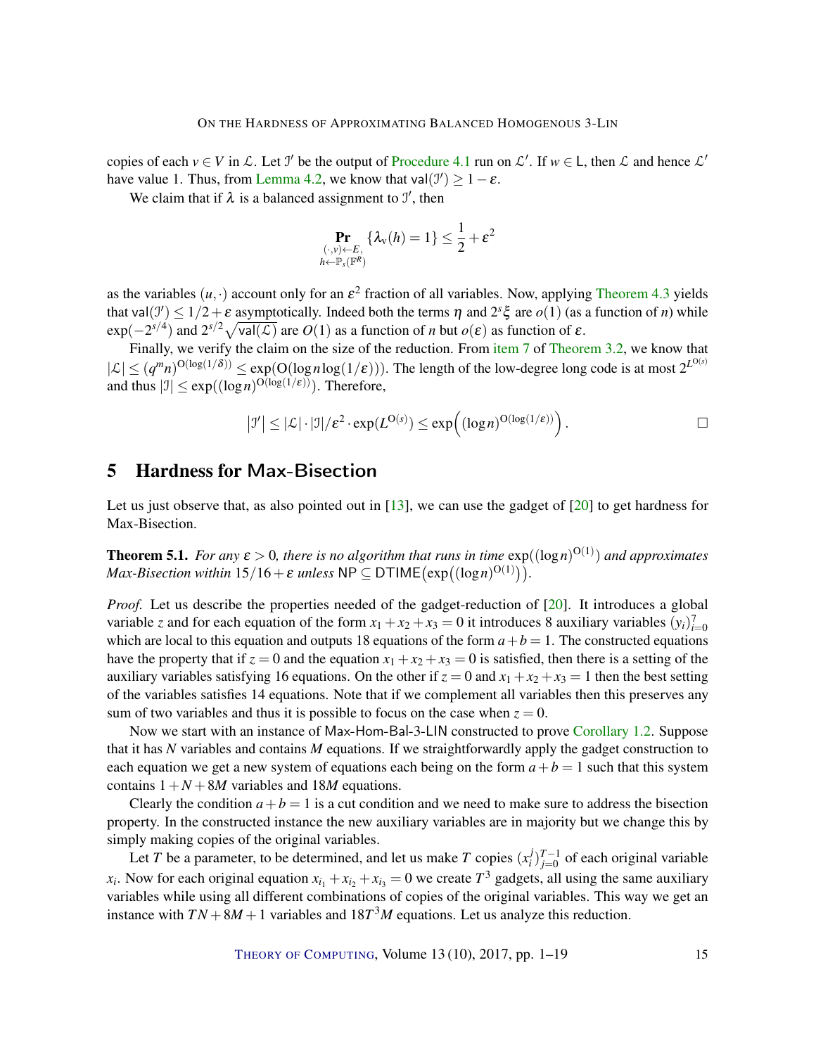copies of each $v \in V$ in $\mathcal{L}$. Let $\mathcal{I}'$ be the output of Procedure 4.1 run on $\mathcal{L}'$. If $w \in \mathsf{L}$, then $\mathcal{L}$ and hence $\mathcal{L}'$ have value 1. Thus, from Lemma 4.2, we know that $\mathsf{val}(\mathcal{I}') \geq 1 - \varepsilon$.

We claim that if $\lambda$ is a balanced assignment to $\mathcal{I}'$, then

$$\Pr_{\substack{(\cdot,v)\leftarrow E,\\ h\leftarrow \mathbb{P}_s(\mathbb{F}^R)}} \{\lambda_v(h) = 1\} \leq \frac{1}{2} + \varepsilon^2$$

as the variables $(u, \cdot)$ account only for an $\varepsilon^2$ fraction of all variables. Now, applying Theorem 4.3 yields that $\mathsf{val}(\mathcal{I}') \leq 1/2 + \varepsilon$ asymptotically. Indeed both the terms $\eta$ and $2^s\xi$ are $o(1)$ (as a function of $n$) while $\exp(-2^{s/4})$ and $2^{s/2}\sqrt{\mathsf{val}(\mathcal{L})}$ are $O(1)$ as a function of $n$ but $o(\varepsilon)$ as function of $\varepsilon$.

Finally, we verify the claim on the size of the reduction. From item 7 of Theorem 3.2, we know that $|\mathcal{L}| \leq (q^m n)^{O(\log(1/\delta))} \leq \exp(O(\log n \log(1/\varepsilon)))$. The length of the low-degree long code is at most $2^{L^{O(s)}}$ and thus $|\mathcal{I}| \leq \exp((\log n)^{O(\log(1/\varepsilon))})$. Therefore,

$$\left|\mathcal{I}'\right| \leq |\mathcal{L}| \cdot |\mathcal{I}|/\varepsilon^2 \cdot \exp(L^{O(s)}) \leq \exp\Big((\log n)^{O(\log(1/\varepsilon))}\Big). \qquad \square$$

## 5 Hardness for Max-Bisection

Let us just observe that, as also pointed out in [13], we can use the gadget of [20] to get hardness for Max-Bisection.

**Theorem 5.1.** *For any $\varepsilon > 0$, there is no algorithm that runs in time $\exp((\log n)^{O(1)})$ and approximates Max-Bisection within $15/16 + \varepsilon$ unless $\mathsf{NP} \subseteq \mathsf{DTIME}\big(\exp\big((\log n)^{O(1)}\big)\big)$.*

*Proof.* Let us describe the properties needed of the gadget-reduction of [20]. It introduces a global variable $z$ and for each equation of the form $x_1 + x_2 + x_3 = 0$ it introduces 8 auxiliary variables $(y_i)_{i=0}^7$ which are local to this equation and outputs 18 equations of the form $a + b = 1$. The constructed equations have the property that if $z = 0$ and the equation $x_1 + x_2 + x_3 = 0$ is satisfied, then there is a setting of the auxiliary variables satisfying 16 equations. On the other if $z = 0$ and $x_1 + x_2 + x_3 = 1$ then the best setting of the variables satisfies 14 equations. Note that if we complement all variables then this preserves any sum of two variables and thus it is possible to focus on the case when $z = 0$.

Now we start with an instance of Max-Hom-Bal-3-LIN constructed to prove Corollary 1.2. Suppose that it has $N$ variables and contains $M$ equations. If we straightforwardly apply the gadget construction to each equation we get a new system of equations each being on the form $a + b = 1$ such that this system contains $1 + N + 8M$ variables and $18M$ equations.

Clearly the condition $a + b = 1$ is a cut condition and we need to make sure to address the bisection property. In the constructed instance the new auxiliary variables are in majority but we change this by simply making copies of the original variables.

Let $T$ be a parameter, to be determined, and let us make $T$ copies $(x_i^j)_{j=0}^{T-1}$ of each original variable $x_i$. Now for each original equation $x_{i_1} + x_{i_2} + x_{i_3} = 0$ we create $T^3$ gadgets, all using the same auxiliary variables while using all different combinations of copies of the original variables. This way we get an instance with $TN + 8M + 1$ variables and $18T^3M$ equations. Let us analyze this reduction.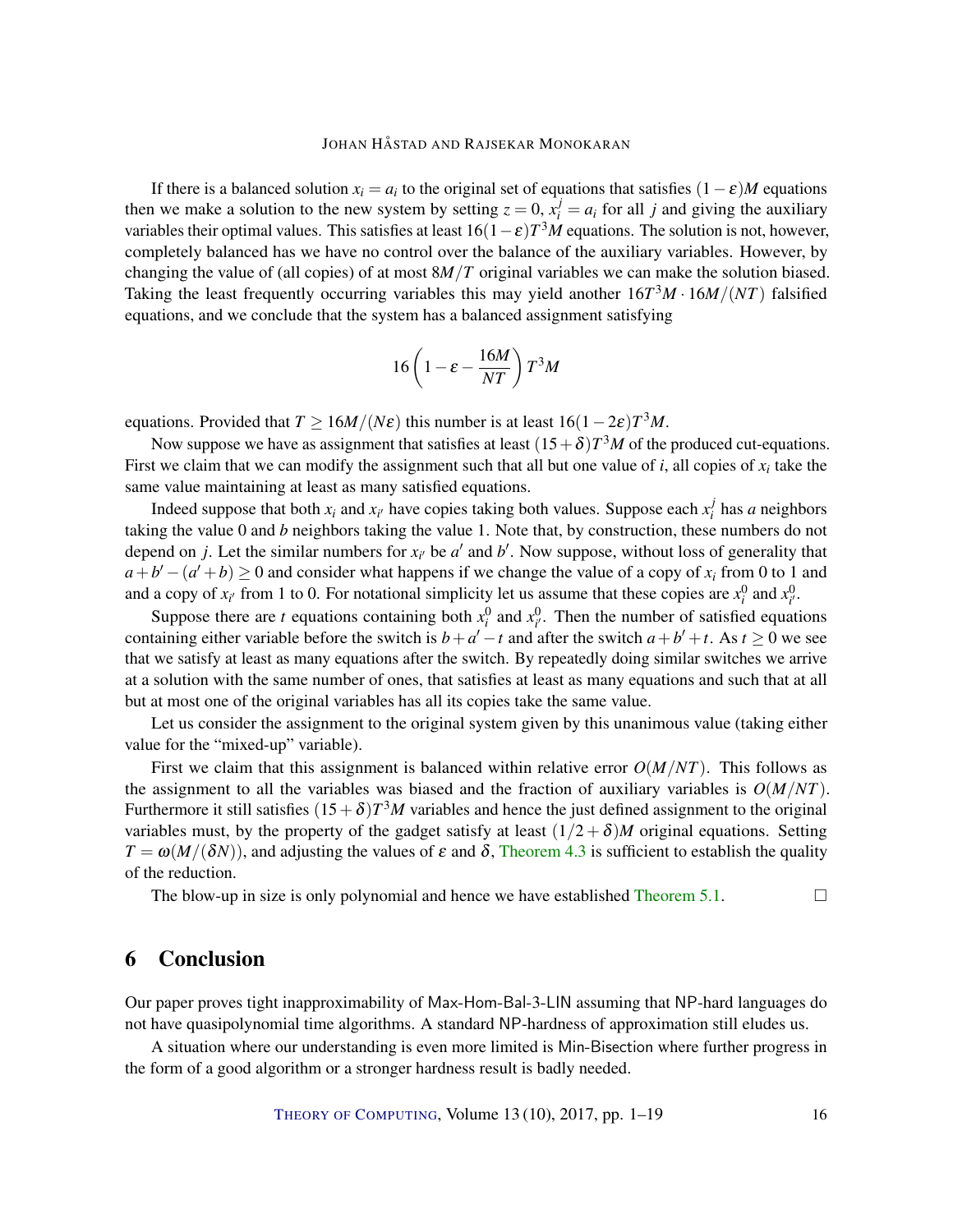If there is a balanced solution $x_i = a_i$ to the original set of equations that satisfies $(1-\varepsilon)M$ equations then we make a solution to the new system by setting $z = 0$, $x_i^j = a_i$ for all $j$ and giving the auxiliary variables their optimal values. This satisfies at least $16(1-\varepsilon)T^3M$ equations. The solution is not, however, completely balanced has we have no control over the balance of the auxiliary variables. However, by changing the value of (all copies) of at most $8M/T$ original variables we can make the solution biased. Taking the least frequently occurring variables this may yield another $16T^3M \cdot 16M/(NT)$ falsified equations, and we conclude that the system has a balanced assignment satisfying

$$16\left(1-\varepsilon-\frac{16M}{NT}\right)T^3M$$

equations. Provided that $T \geq 16M/(N\varepsilon)$ this number is at least $16(1-2\varepsilon)T^3M$.

Now suppose we have as assignment that satisfies at least $(15+\delta)T^3M$ of the produced cut-equations. First we claim that we can modify the assignment such that all but one value of $i$, all copies of $x_i$ take the same value maintaining at least as many satisfied equations.

Indeed suppose that both $x_i$ and $x_{i'}$ have copies taking both values. Suppose each $x_i^j$ has $a$ neighbors taking the value 0 and $b$ neighbors taking the value 1. Note that, by construction, these numbers do not depend on $j$. Let the similar numbers for $x_{i'}$ be $a'$ and $b'$. Now suppose, without loss of generality that $a+b'-(a'+b) \geq 0$ and consider what happens if we change the value of a copy of $x_i$ from 0 to 1 and and a copy of $x_{i'}$ from 1 to 0. For notational simplicity let us assume that these copies are $x_i^0$ and $x_{i'}^0$.

Suppose there are $t$ equations containing both $x_i^0$ and $x_{i'}^0$. Then the number of satisfied equations containing either variable before the switch is $b+a'-t$ and after the switch $a+b'+t$. As $t \geq 0$ we see that we satisfy at least as many equations after the switch. By repeatedly doing similar switches we arrive at a solution with the same number of ones, that satisfies at least as many equations and such that at all but at most one of the original variables has all its copies take the same value.

Let us consider the assignment to the original system given by this unanimous value (taking either value for the "mixed-up" variable).

First we claim that this assignment is balanced within relative error $O(M/NT)$. This follows as the assignment to all the variables was biased and the fraction of auxiliary variables is $O(M/NT)$. Furthermore it still satisfies $(15+\delta)T^3M$ variables and hence the just defined assignment to the original variables must, by the property of the gadget satisfy at least $(1/2+\delta)M$ original equations. Setting $T = \omega(M/(\delta N))$, and adjusting the values of $\varepsilon$ and $\delta$, Theorem 4.3 is sufficient to establish the quality of the reduction.

The blow-up in size is only polynomial and hence we have established Theorem 5.1. □

## 6 Conclusion

Our paper proves tight inapproximability of Max-Hom-Bal-3-LIN assuming that NP-hard languages do not have quasipolynomial time algorithms. A standard NP-hardness of approximation still eludes us.

A situation where our understanding is even more limited is Min-Bisection where further progress in the form of a good algorithm or a stronger hardness result is badly needed.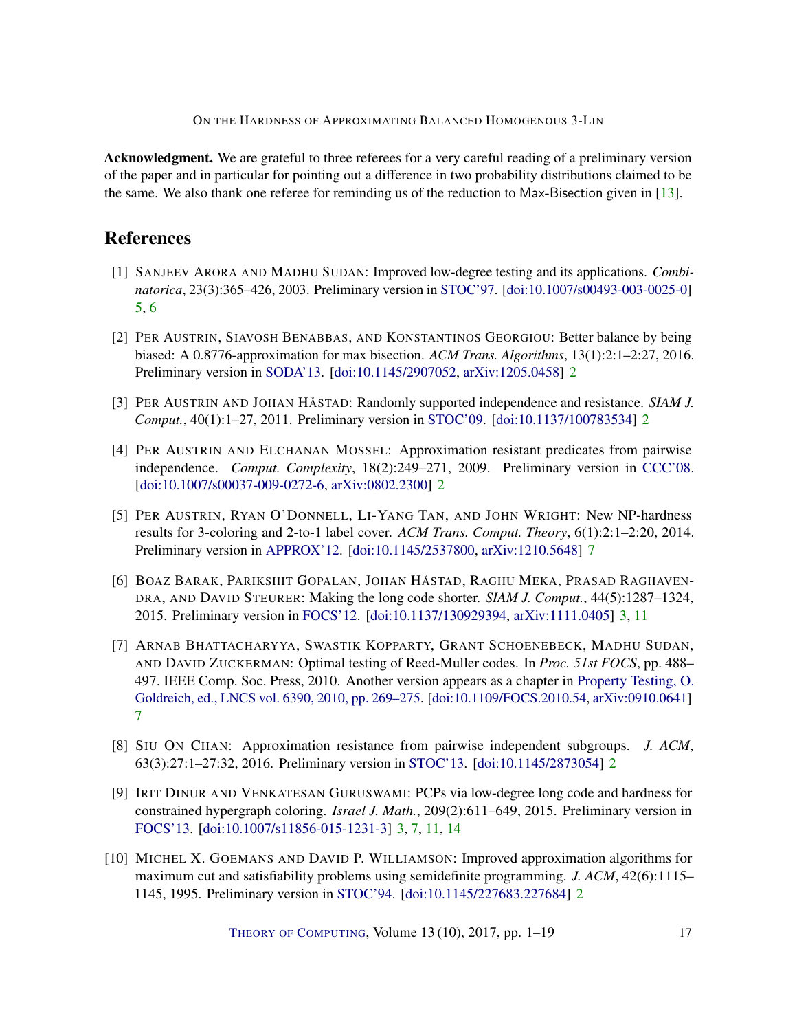**Acknowledgment.** We are grateful to three referees for a very careful reading of a preliminary version of the paper and in particular for pointing out a difference in two probability distributions claimed to be the same. We also thank one referee for reminding us of the reduction to Max-Bisection given in [13].

## References

[1] Sanjeev Arora and Madhu Sudan: Improved low-degree testing and its applications. *Combinatorica*, 23(3):365–426, 2003. Preliminary version in STOC'97. [doi:10.1007/s00493-003-0025-0] 5, 6

[2] Per Austrin, Siavosh Benabbas, and Konstantinos Georgiou: Better balance by being biased: A 0.8776-approximation for max bisection. *ACM Trans. Algorithms*, 13(1):2:1–2:27, 2016. Preliminary version in SODA'13. [doi:10.1145/2907052, arXiv:1205.0458] 2

[3] Per Austrin and Johan Håstad: Randomly supported independence and resistance. *SIAM J. Comput.*, 40(1):1–27, 2011. Preliminary version in STOC'09. [doi:10.1137/100783534] 2

[4] Per Austrin and Elchanan Mossel: Approximation resistant predicates from pairwise independence. *Comput. Complexity*, 18(2):249–271, 2009. Preliminary version in CCC'08. [doi:10.1007/s00037-009-0272-6, arXiv:0802.2300] 2

[5] Per Austrin, Ryan O'Donnell, Li-Yang Tan, and John Wright: New NP-hardness results for 3-coloring and 2-to-1 label cover. *ACM Trans. Comput. Theory*, 6(1):2:1–2:20, 2014. Preliminary version in APPROX'12. [doi:10.1145/2537800, arXiv:1210.5648] 7

[6] Boaz Barak, Parikshit Gopalan, Johan Håstad, Raghu Meka, Prasad Raghavendra, and David Steurer: Making the long code shorter. *SIAM J. Comput.*, 44(5):1287–1324, 2015. Preliminary version in FOCS'12. [doi:10.1137/130929394, arXiv:1111.0405] 3, 11

[7] Arnab Bhattacharyya, Swastik Kopparty, Grant Schoenebeck, Madhu Sudan, and David Zuckerman: Optimal testing of Reed-Muller codes. In *Proc. 51st FOCS*, pp. 488–497. IEEE Comp. Soc. Press, 2010. Another version appears as a chapter in Property Testing, O. Goldreich, ed., LNCS vol. 6390, 2010, pp. 269–275. [doi:10.1109/FOCS.2010.54, arXiv:0910.0641] 7

[8] Siu On Chan: Approximation resistance from pairwise independent subgroups. *J. ACM*, 63(3):27:1–27:32, 2016. Preliminary version in STOC'13. [doi:10.1145/2873054] 2

[9] Irit Dinur and Venkatesan Guruswami: PCPs via low-degree long code and hardness for constrained hypergraph coloring. *Israel J. Math.*, 209(2):611–649, 2015. Preliminary version in FOCS'13. [doi:10.1007/s11856-015-1231-3] 3, 7, 11, 14

[10] Michel X. Goemans and David P. Williamson: Improved approximation algorithms for maximum cut and satisfiability problems using semidefinite programming. *J. ACM*, 42(6):1115–1145, 1995. Preliminary version in STOC'94. [doi:10.1145/227683.227684] 2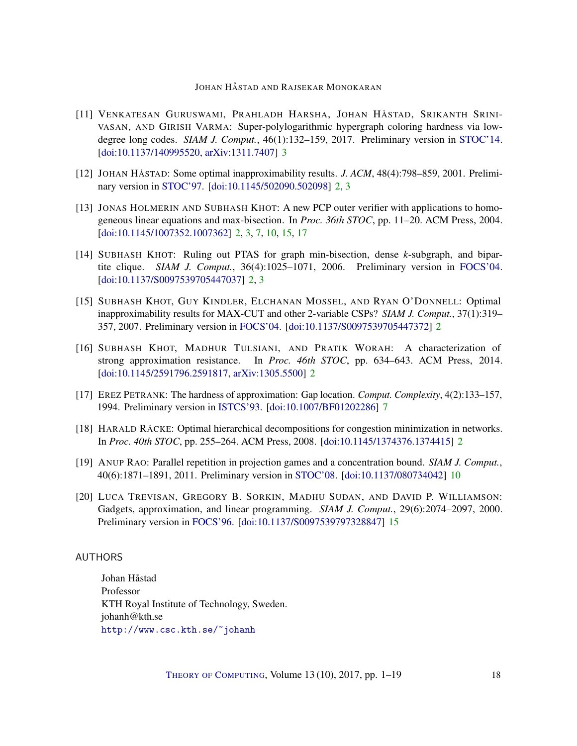[11] Venkatesan Guruswami, Prahladh Harsha, Johan Håstad, Srikanth Srinivasan, and Girish Varma: Super-polylogarithmic hypergraph coloring hardness via low-degree long codes. *SIAM J. Comput.*, 46(1):132–159, 2017. Preliminary version in STOC'14. [doi:10.1137/140995520, arXiv:1311.7407] 3

[12] Johan Håstad: Some optimal inapproximability results. *J. ACM*, 48(4):798–859, 2001. Preliminary version in STOC'97. [doi:10.1145/502090.502098] 2, 3

[13] Jonas Holmerin and Subhash Khot: A new PCP outer verifier with applications to homogeneous linear equations and max-bisection. In *Proc. 36th STOC*, pp. 11–20. ACM Press, 2004. [doi:10.1145/1007352.1007362] 2, 3, 7, 10, 15, 17

[14] Subhash Khot: Ruling out PTAS for graph min-bisection, dense *k*-subgraph, and bipartite clique. *SIAM J. Comput.*, 36(4):1025–1071, 2006. Preliminary version in FOCS'04. [doi:10.1137/S0097539705447037] 2, 3

[15] Subhash Khot, Guy Kindler, Elchanan Mossel, and Ryan O'Donnell: Optimal inapproximability results for MAX-CUT and other 2-variable CSPs? *SIAM J. Comput.*, 37(1):319–357, 2007. Preliminary version in FOCS'04. [doi:10.1137/S0097539705447372] 2

[16] Subhash Khot, Madhur Tulsiani, and Pratik Worah: A characterization of strong approximation resistance. In *Proc. 46th STOC*, pp. 634–643. ACM Press, 2014. [doi:10.1145/2591796.2591817, arXiv:1305.5500] 2

[17] Erez Petrank: The hardness of approximation: Gap location. *Comput. Complexity*, 4(2):133–157, 1994. Preliminary version in ISTCS'93. [doi:10.1007/BF01202286] 7

[18] Harald Räcke: Optimal hierarchical decompositions for congestion minimization in networks. In *Proc. 40th STOC*, pp. 255–264. ACM Press, 2008. [doi:10.1145/1374376.1374415] 2

[19] Anup Rao: Parallel repetition in projection games and a concentration bound. *SIAM J. Comput.*, 40(6):1871–1891, 2011. Preliminary version in STOC'08. [doi:10.1137/080734042] 10

[20] Luca Trevisan, Gregory B. Sorkin, Madhu Sudan, and David P. Williamson: Gadgets, approximation, and linear programming. *SIAM J. Comput.*, 29(6):2074–2097, 2000. Preliminary version in FOCS'96. [doi:10.1137/S0097539797328847] 15

## AUTHORS

Johan Håstad
Professor
KTH Royal Institute of Technology, Sweden.
johanh@kth.se
http://www.csc.kth.se/~johanh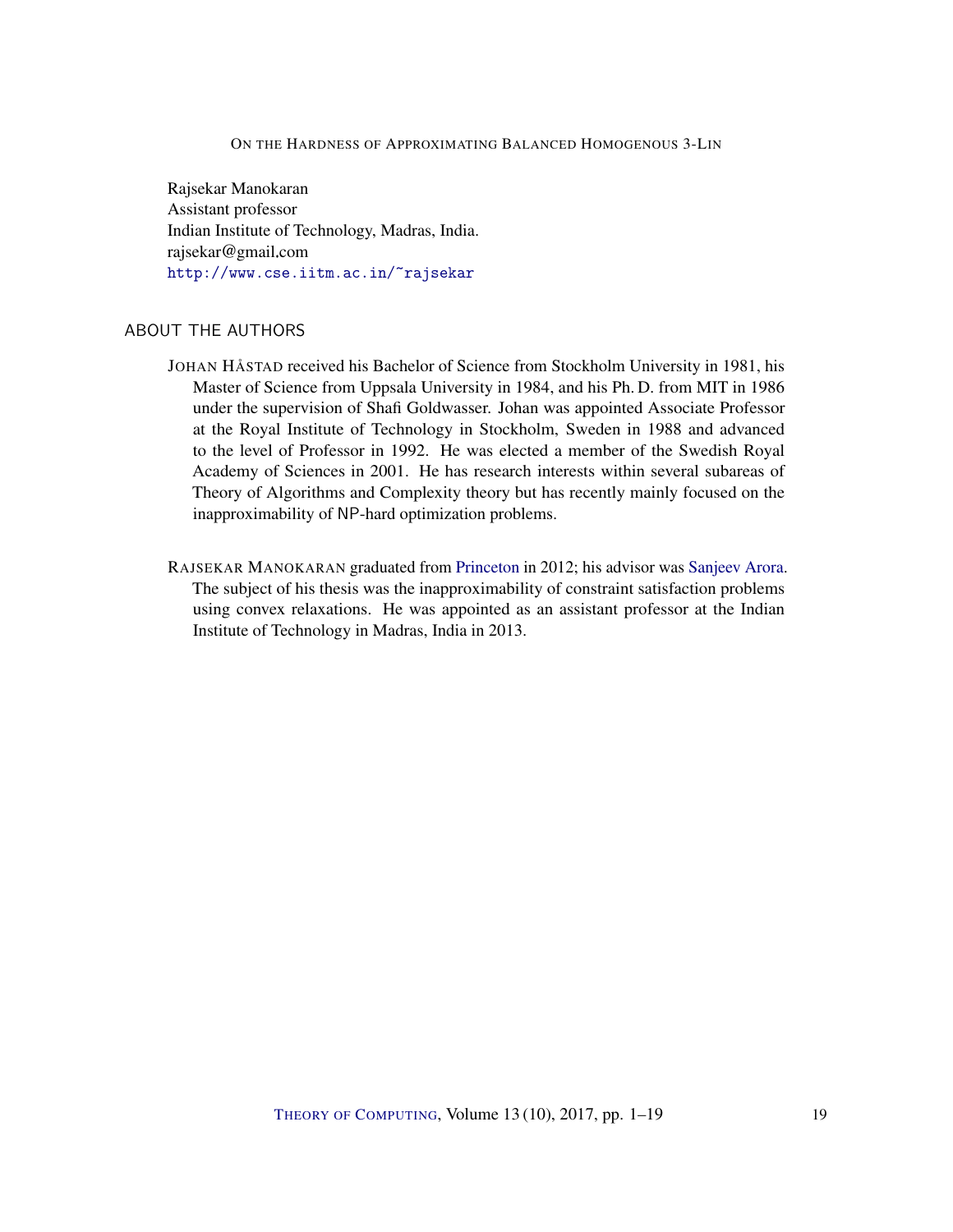Rajsekar Manokaran
Assistant professor
Indian Institute of Technology, Madras, India.
rajsekar@gmail,com
http://www.cse.iitm.ac.in/~rajsekar

## ABOUT THE AUTHORS

JOHAN HÅSTAD received his Bachelor of Science from Stockholm University in 1981, his Master of Science from Uppsala University in 1984, and his Ph. D. from MIT in 1986 under the supervision of Shafi Goldwasser. Johan was appointed Associate Professor at the Royal Institute of Technology in Stockholm, Sweden in 1988 and advanced to the level of Professor in 1992. He was elected a member of the Swedish Royal Academy of Sciences in 2001. He has research interests within several subareas of Theory of Algorithms and Complexity theory but has recently mainly focused on the inapproximability of NP-hard optimization problems.

RAJSEKAR MANOKARAN graduated from Princeton in 2012; his advisor was Sanjeev Arora. The subject of his thesis was the inapproximability of constraint satisfaction problems using convex relaxations. He was appointed as an assistant professor at the Indian Institute of Technology in Madras, India in 2013.